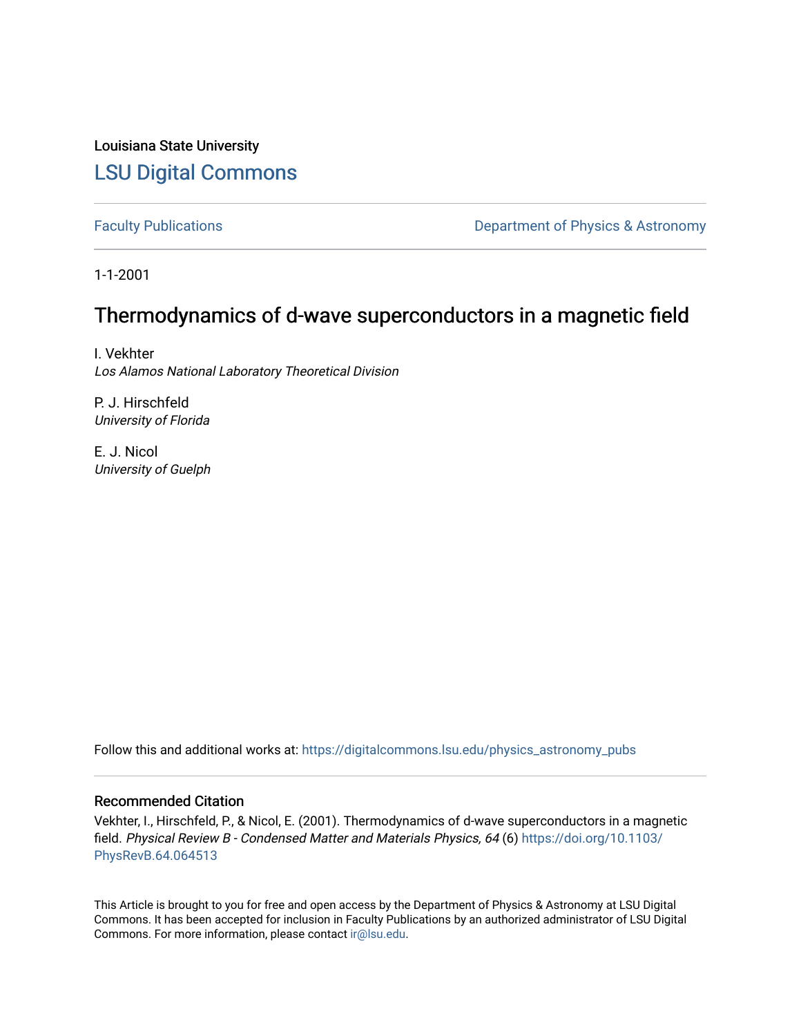Louisiana State University

# LSU Digital Commons

Faculty Publications

Department of Physics & Astronomy

1-1-2001

## Thermodynamics of d-wave superconductors in a magnetic field

I. Vekhter
*Los Alamos National Laboratory Theoretical Division*

P. J. Hirschfeld
*University of Florida*

E. J. Nicol
*University of Guelph*

Follow this and additional works at: https://digitalcommons.lsu.edu/physics_astronomy_pubs

### Recommended Citation

Vekhter, I., Hirschfeld, P., & Nicol, E. (2001). Thermodynamics of d-wave superconductors in a magnetic field. *Physical Review B - Condensed Matter and Materials Physics, 64* (6) https://doi.org/10.1103/PhysRevB.64.064513

This Article is brought to you for free and open access by the Department of Physics & Astronomy at LSU Digital Commons. It has been accepted for inclusion in Faculty Publications by an authorized administrator of LSU Digital Commons. For more information, please contact ir@lsu.edu.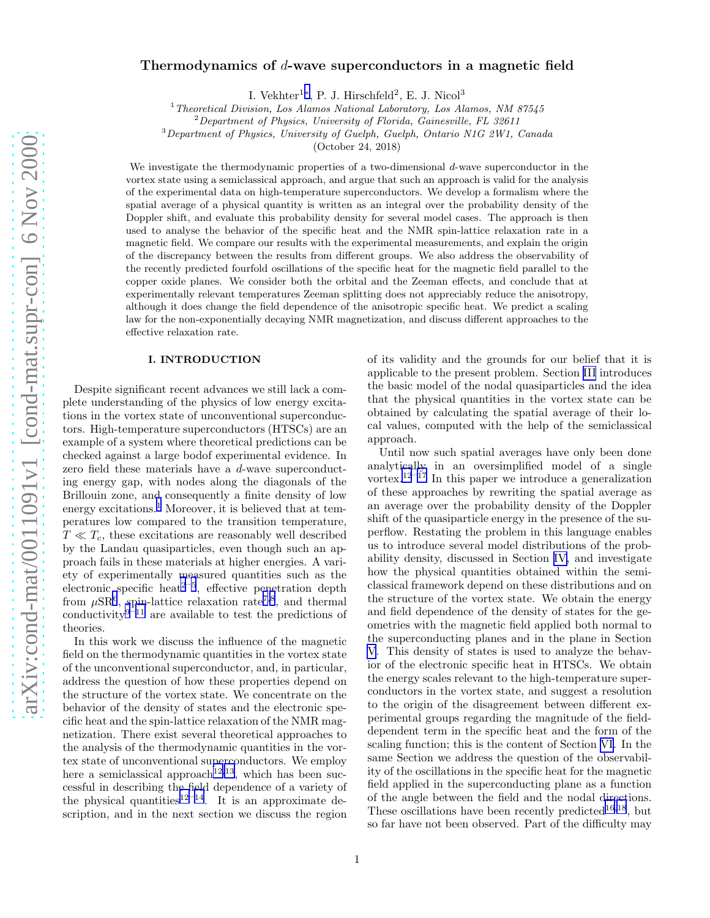# Thermodynamics of $d$-wave superconductors in a magnetic field

I. Vekhter[1,*], P. J. Hirschfeld[2], E. J. Nicol[3]

[1]*Theoretical Division, Los Alamos National Laboratory, Los Alamos, NM 87545*
[2]*Department of Physics, University of Florida, Gainesville, FL 32611*
[3]*Department of Physics, University of Guelph, Guelph, Ontario N1G 2W1, Canada*

(October 24, 2018)

We investigate the thermodynamic properties of a two-dimensional $d$-wave superconductor in the vortex state using a semiclassical approach, and argue that such an approach is valid for the analysis of the experimental data on high-temperature superconductors. We develop a formalism where the spatial average of a physical quantity is written as an integral over the probability density of the Doppler shift, and evaluate this probability density for several model cases. The approach is then used to analyse the behavior of the specific heat and the NMR spin-lattice relaxation rate in a magnetic field. We compare our results with the experimental measurements, and explain the origin of the discrepancy between the results from different groups. We also address the observability of the recently predicted fourfold oscillations of the specific heat for the magnetic field parallel to the copper oxide planes. We consider both the orbital and the Zeeman effects, and conclude that at experimentally relevant temperatures Zeeman splitting does not appreciably reduce the anisotropy, although it does change the field dependence of the anisotropic specific heat. We predict a scaling law for the non-exponentially decaying NMR magnetization, and discuss different approaches to the effective relaxation rate.

## I. INTRODUCTION

Despite significant recent advances we still lack a complete understanding of the physics of low energy excitations in the vortex state of unconventional superconductors. High-temperature superconductors (HTSCs) are an example of a system where theoretical predictions can be checked against a large bodof experimental evidence. In zero field these materials have a $d$-wave superconducting energy gap, with nodes along the diagonals of the Brillouin zone, and consequently a finite density of low energy excitations.[1] Moreover, it is believed that at temperatures low compared to the transition temperature, $T \ll T_c$, these excitations are reasonably well described by the Landau quasiparticles, even though such an approach fails in these materials at higher energies. A variety of experimentally measured quantities such as the electronic specific heat[2–5], effective penetration depth from $\mu$SR[6], spin-lattice relaxation rate[7,8], and thermal conductivity[9–11] are available to test the predictions of theories.

In this work we discuss the influence of the magnetic field on the thermodynamic quantities in the vortex state of the unconventional superconductor, and, in particular, address the question of how these properties depend on the structure of the vortex state. We concentrate on the behavior of the density of states and the electronic specific heat and the spin-lattice relaxation of the NMR magnetization. There exist several theoretical approaches to the analysis of the thermodynamic quantities in the vortex state of unconventional superconductors. We employ here a semiclassical approach[12,13], which has been successful in describing the field dependence of a variety of the physical quantities[12–14]. It is an approximate description, and in the next section we discuss the region of its validity and the grounds for our belief that it is applicable to the present problem. Section III introduces the basic model of the nodal quasiparticles and the idea that the physical quantities in the vortex state can be obtained by calculating the spatial average of their local values, computed with the help of the semiclassical approach.

Until now such spatial averages have only been done analytically in an oversimplified model of a single vortex.[12–17] In this paper we introduce a generalization of these approaches by rewriting the spatial average as an average over the probability density of the Doppler shift of the quasiparticle energy in the presence of the superflow. Restating the problem in this language enables us to introduce several model distributions of the probability density, discussed in Section IV, and investigate how the physical quantities obtained within the semiclassical framework depend on these distributions and on the structure of the vortex state. We obtain the energy and field dependence of the density of states for the geometries with the magnetic field applied both normal to the superconducting planes and in the plane in Section V. This density of states is used to analyze the behavior of the electronic specific heat in HTSCs. We obtain the energy scales relevant to the high-temperature superconductors in the vortex state, and suggest a resolution to the origin of the disagreement between different experimental groups regarding the magnitude of the field-dependent term in the specific heat and the form of the scaling function; this is the content of Section VI. In the same Section we address the question of the observability of the oscillations in the specific heat for the magnetic field applied in the superconducting plane as a function of the angle between the field and the nodal directions. These oscillations have been recently predicted[16,18], but so far have not been observed. Part of the difficulty may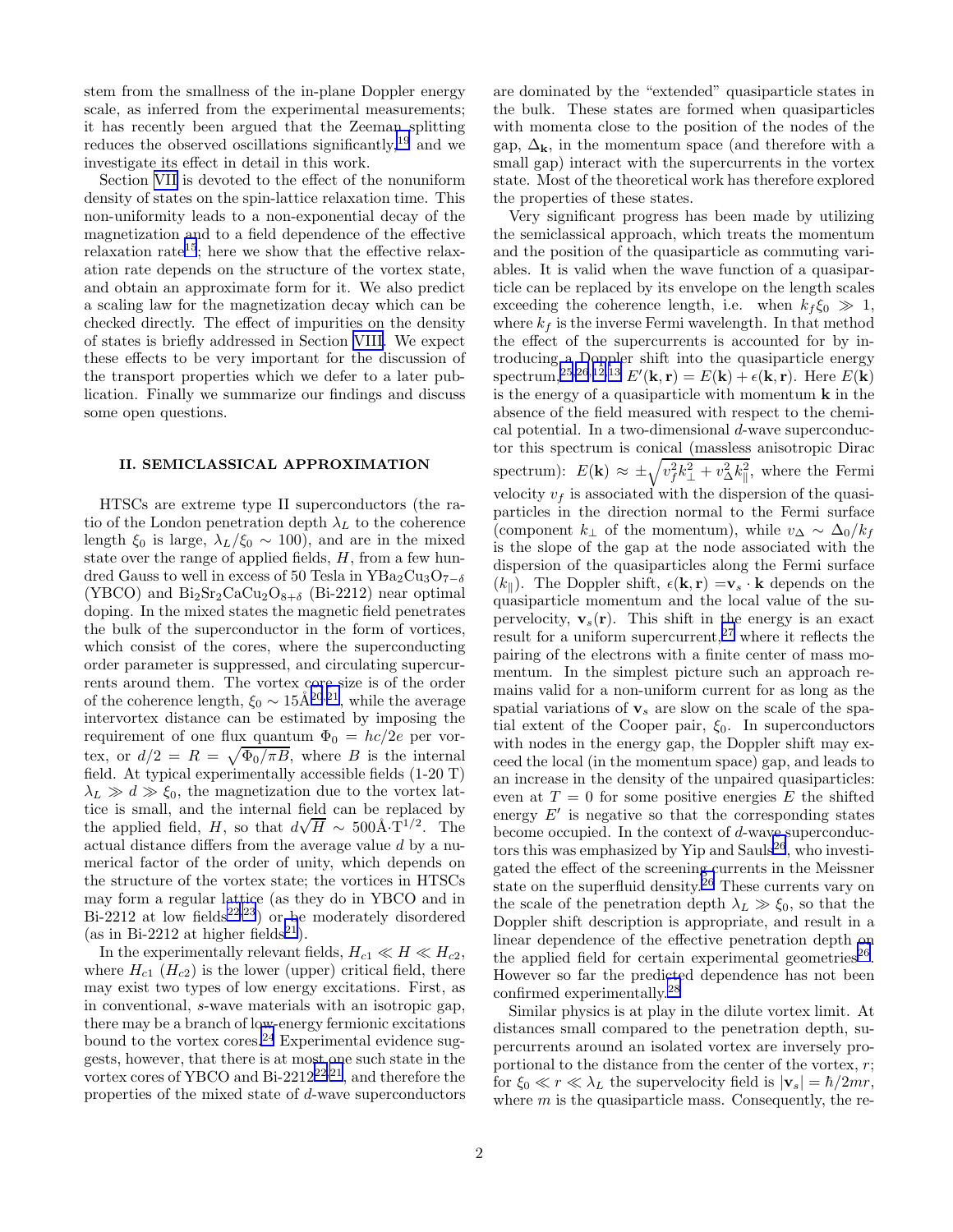stem from the smallness of the in-plane Doppler energy scale, as inferred from the experimental measurements; it has recently been argued that the Zeeman splitting reduces the observed oscillations significantly,[19] and we investigate its effect in detail in this work.

Section VII is devoted to the effect of the nonuniform density of states on the spin-lattice relaxation time. This non-uniformity leads to a non-exponential decay of the magnetization and to a field dependence of the effective relaxation rate[15]; here we show that the effective relaxation rate depends on the structure of the vortex state, and obtain an approximate form for it. We also predict a scaling law for the magnetization decay which can be checked directly. The effect of impurities on the density of states is briefly addressed in Section VIII. We expect these effects to be very important for the discussion of the transport properties which we defer to a later publication. Finally we summarize our findings and discuss some open questions.

## II. SEMICLASSICAL APPROXIMATION

HTSCs are extreme type II superconductors (the ratio of the London penetration depth $\lambda_L$ to the coherence length $\xi_0$ is large, $\lambda_L/\xi_0 \sim 100$), and are in the mixed state over the range of applied fields, $H$, from a few hundred Gauss to well in excess of 50 Tesla in $YBa_2Cu_3O_{7-\delta}$ (YBCO) and $Bi_2Sr_2CaCu_2O_{8+\delta}$ (Bi-2212) near optimal doping. In the mixed states the magnetic field penetrates the bulk of the superconductor in the form of vortices, which consist of the cores, where the superconducting order parameter is suppressed, and circulating supercurrents around them. The vortex core size is of the order of the coherence length, $\xi_0 \sim 15$Å[20,21], while the average intervortex distance can be estimated by imposing the requirement of one flux quantum $\Phi_0 = hc/2e$ per vortex, or $d/2 = R = \sqrt{\Phi_0/\pi B}$, where $B$ is the internal field. At typical experimentally accessible fields (1-20 T) $\lambda_L \gg d \gg \xi_0$, the magnetization due to the vortex lattice is small, and the internal field can be replaced by the applied field, $H$, so that $d\sqrt{H} \sim 500$Å$\cdot$T$^{1/2}$. The actual distance differs from the average value $d$ by a numerical factor of the order of unity, which depends on the structure of the vortex state; the vortices in HTSCs may form a regular lattice (as they do in YBCO and in Bi-2212 at low fields[22,23]) or be moderately disordered (as in Bi-2212 at higher fields[21]).

In the experimentally relevant fields, $H_{c1} \ll H \ll H_{c2}$, where $H_{c1}$ ($H_{c2}$) is the lower (upper) critical field, there may exist two types of low energy excitations. First, as in conventional, $s$-wave materials with an isotropic gap, there may be a branch of low-energy fermionic excitations bound to the vortex cores.[24] Experimental evidence suggests, however, that there is at most one such state in the vortex cores of YBCO and Bi-2212[22,21], and therefore the properties of the mixed state of $d$-wave superconductors are dominated by the "extended" quasiparticle states in the bulk. These states are formed when quasiparticles with momenta close to the position of the nodes of the gap, $\Delta_{\mathbf{k}}$, in the momentum space (and therefore with a small gap) interact with the supercurrents in the vortex state. Most of the theoretical work has therefore explored the properties of these states.

Very significant progress has been made by utilizing the semiclassical approach, which treats the momentum and the position of the quasiparticle as commuting variables. It is valid when the wave function of a quasiparticle can be replaced by its envelope on the length scales exceeding the coherence length, i.e. when $k_f\xi_0 \gg 1$, where $k_f$ is the inverse Fermi wavelength. In that method the effect of the supercurrents is accounted for by introducing a Doppler shift into the quasiparticle energy spectrum,[25,26,12,13] $E'(\mathbf{k},\mathbf{r}) = E(\mathbf{k}) + \epsilon(\mathbf{k},\mathbf{r})$. Here $E(\mathbf{k})$ is the energy of a quasiparticle with momentum $\mathbf{k}$ in the absence of the field measured with respect to the chemical potential. In a two-dimensional $d$-wave superconductor this spectrum is conical (massless anisotropic Dirac spectrum): $E(\mathbf{k}) \approx \pm\sqrt{v_f^2 k_\perp^2 + v_\Delta^2 k_\parallel^2}$, where the Fermi velocity $v_f$ is associated with the dispersion of the quasiparticles in the direction normal to the Fermi surface (component $k_\perp$ of the momentum), while $v_\Delta \sim \Delta_0/k_f$ is the slope of the gap at the node associated with the dispersion of the quasiparticles along the Fermi surface ($k_\parallel$). The Doppler shift, $\epsilon(\mathbf{k},\mathbf{r}) = \mathbf{v}_s \cdot \mathbf{k}$ depends on the quasiparticle momentum and the local value of the supervelocity, $\mathbf{v}_s(\mathbf{r})$. This shift in the energy is an exact result for a uniform supercurrent,[27] where it reflects the pairing of the electrons with a finite center of mass momentum. In the simplest picture such an approach remains valid for a non-uniform current for as long as the spatial variations of $\mathbf{v}_s$ are slow on the scale of the spatial extent of the Cooper pair, $\xi_0$. In superconductors with nodes in the energy gap, the Doppler shift may exceed the local (in the momentum space) gap, and leads to an increase in the density of the unpaired quasiparticles: even at $T = 0$ for some positive energies $E$ the shifted energy $E'$ is negative so that the corresponding states become occupied. In the context of $d$-wave superconductors this was emphasized by Yip and Sauls[26], who investigated the effect of the screening currents in the Meissner state on the superfluid density.[26] These currents vary on the scale of the penetration depth $\lambda_L \gg \xi_0$, so that the Doppler shift description is appropriate, and result in a linear dependence of the effective penetration depth on the applied field for certain experimental geometries[26]. However so far the predicted dependence has not been confirmed experimentally.[28]

Similar physics is at play in the dilute vortex limit. At distances small compared to the penetration depth, supercurrents around an isolated vortex are inversely proportional to the distance from the center of the vortex, $r$; for $\xi_0 \ll r \ll \lambda_L$ the supervelocity field is $|\mathbf{v}_s| = \hbar/2mr$, where $m$ is the quasiparticle mass. Consequently, the re-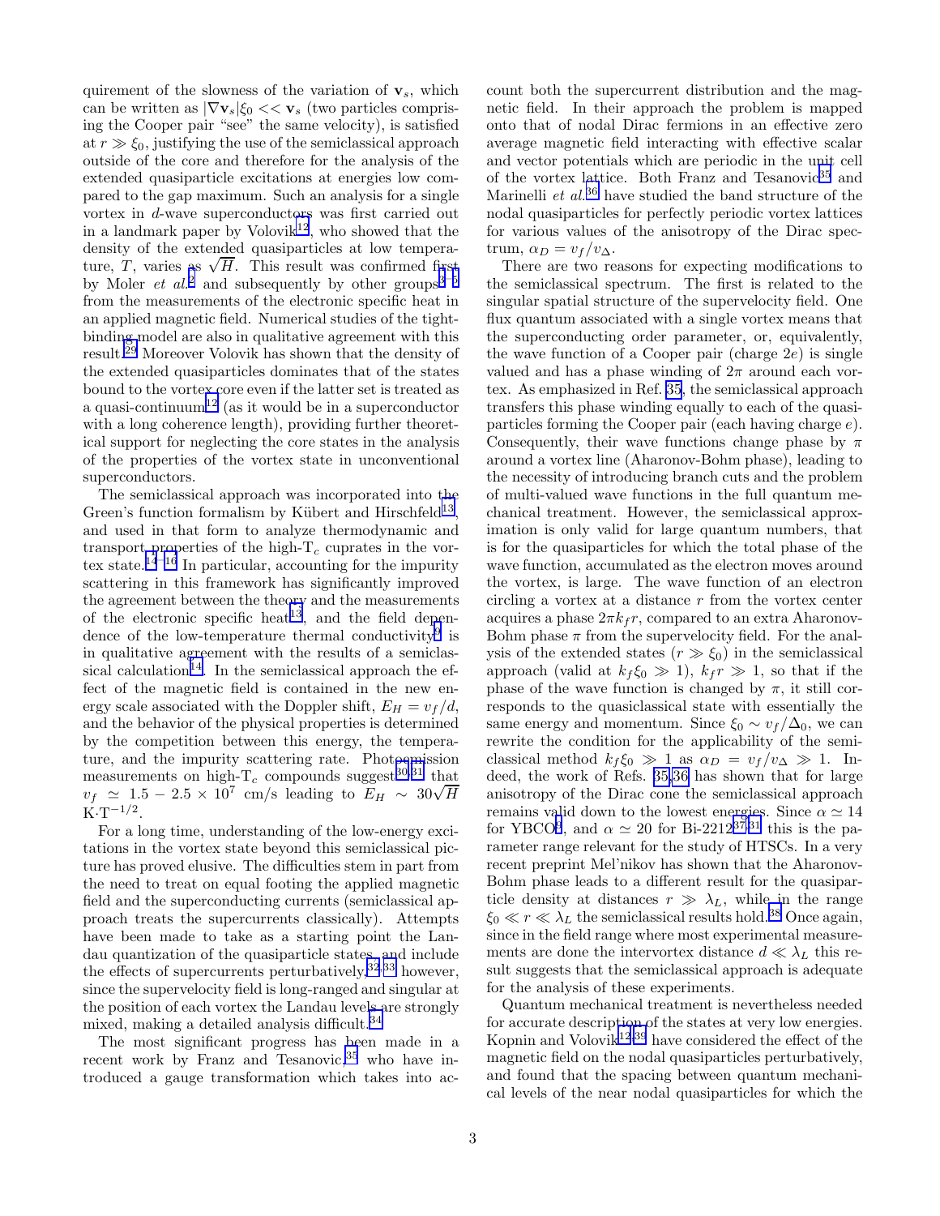quirement of the slowness of the variation of $\mathbf{v}_s$, which can be written as $|\nabla \mathbf{v}_s|\xi_0 << \mathbf{v}_s$ (two particles comprising the Cooper pair "see" the same velocity), is satisfied at $r \gg \xi_0$, justifying the use of the semiclassical approach outside of the core and therefore for the analysis of the extended quasiparticle excitations at energies low compared to the gap maximum. Such an analysis for a single vortex in $d$-wave superconductors was first carried out in a landmark paper by Volovik[12], who showed that the density of the extended quasiparticles at low temperature, $T$, varies as $\sqrt{H}$. This result was confirmed first by Moler *et al.*[2] and subsequently by other groups[3–5] from the measurements of the electronic specific heat in an applied magnetic field. Numerical studies of the tight-binding model are also in qualitative agreement with this result.[29] Moreover Volovik has shown that the density of the extended quasiparticles dominates that of the states bound to the vortex core even if the latter set is treated as a quasi-continuum[12] (as it would be in a superconductor with a long coherence length), providing further theoretical support for neglecting the core states in the analysis of the properties of the vortex state in unconventional superconductors.

The semiclassical approach was incorporated into the Green's function formalism by Kübert and Hirschfeld[13], and used in that form to analyze thermodynamic and transport properties of the high-T$_c$ cuprates in the vortex state.[14–16] In particular, accounting for the impurity scattering in this framework has significantly improved the agreement between the theory and the measurements of the electronic specific heat[13], and the field dependence of the low-temperature thermal conductivity[9] is in qualitative agreement with the results of a semiclassical calculation[14]. In the semiclassical approach the effect of the magnetic field is contained in the new energy scale associated with the Doppler shift, $E_H = v_f/d$, and the behavior of the physical properties is determined by the competition between this energy, the temperature, and the impurity scattering rate. Photoemission measurements on high-T$_c$ compounds suggest[30,31] that $v_f \simeq 1.5 - 2.5 \times 10^7$ cm/s leading to $E_H \sim 30\sqrt{H}$ K$\cdot$T$^{-1/2}$.

For a long time, understanding of the low-energy excitations in the vortex state beyond this semiclassical picture has proved elusive. The difficulties stem in part from the need to treat on equal footing the applied magnetic field and the superconducting currents (semiclassical approach treats the supercurrents classically). Attempts have been made to take as a starting point the Landau quantization of the quasiparticle states, and include the effects of supercurrents perturbatively,[32,33] however, since the supervelocity field is long-ranged and singular at the position of each vortex the Landau levels are strongly mixed, making a detailed analysis difficult.[34]

The most significant progress has been made in a recent work by Franz and Tesanovic,[35] who have introduced a gauge transformation which takes into account both the supercurrent distribution and the magnetic field. In their approach the problem is mapped onto that of nodal Dirac fermions in an effective zero average magnetic field interacting with effective scalar and vector potentials which are periodic in the unit cell of the vortex lattice. Both Franz and Tesanovic[35] and Marinelli *et al.*[36] have studied the band structure of the nodal quasiparticles for perfectly periodic vortex lattices for various values of the anisotropy of the Dirac spectrum, $\alpha_D = v_f/v_\Delta$.

There are two reasons for expecting modifications to the semiclassical spectrum. The first is related to the singular spatial structure of the supervelocity field. One flux quantum associated with a single vortex means that the superconducting order parameter, or, equivalently, the wave function of a Cooper pair (charge $2e$) is single valued and has a phase winding of $2\pi$ around each vortex. As emphasized in Ref. 35, the semiclassical approach transfers this phase winding equally to each of the quasiparticles forming the Cooper pair (each having charge $e$). Consequently, their wave functions change phase by $\pi$ around a vortex line (Aharonov-Bohm phase), leading to the necessity of introducing branch cuts and the problem of multi-valued wave functions in the full quantum mechanical treatment. However, the semiclassical approximation is only valid for large quantum numbers, that is for the quasiparticles for which the total phase of the wave function, accumulated as the electron moves around the vortex, is large. The wave function of an electron circling a vortex at a distance $r$ from the vortex center acquires a phase $2\pi k_f r$, compared to an extra Aharonov-Bohm phase $\pi$ from the supervelocity field. For the analysis of the extended states ($r \gg \xi_0$) in the semiclassical approach (valid at $k_f\xi_0 \gg 1$), $k_f r \gg 1$, so that if the phase of the wave function is changed by $\pi$, it still corresponds to the quasiclassical state with essentially the same energy and momentum. Since $\xi_0 \sim v_f/\Delta_0$, we can rewrite the condition for the applicability of the semiclassical method $k_f\xi_0 \gg 1$ as $\alpha_D = v_f/v_\Delta \gg 1$. Indeed, the work of Refs. 35,36 has shown that for large anisotropy of the Dirac cone the semiclassical approach remains valid down to the lowest energies. Since $\alpha \simeq 14$ for YBCO[8], and $\alpha \simeq 20$ for Bi-2212[37,31] this is the parameter range relevant for the study of HTSCs. In a very recent preprint Mel'nikov has shown that the Aharonov-Bohm phase leads to a different result for the quasiparticle density at distances $r \gg \lambda_L$, while in the range $\xi_0 \ll r \ll \lambda_L$ the semiclassical results hold.[38] Once again, since in the field range where most experimental measurements are done the intervortex distance $d \ll \lambda_L$ this result suggests that the semiclassical approach is adequate for the analysis of these experiments.

Quantum mechanical treatment is nevertheless needed for accurate description of the states at very low energies. Kopnin and Volovik[12,39] have considered the effect of the magnetic field on the nodal quasiparticles perturbatively, and found that the spacing between quantum mechanical levels of the near nodal quasiparticles for which the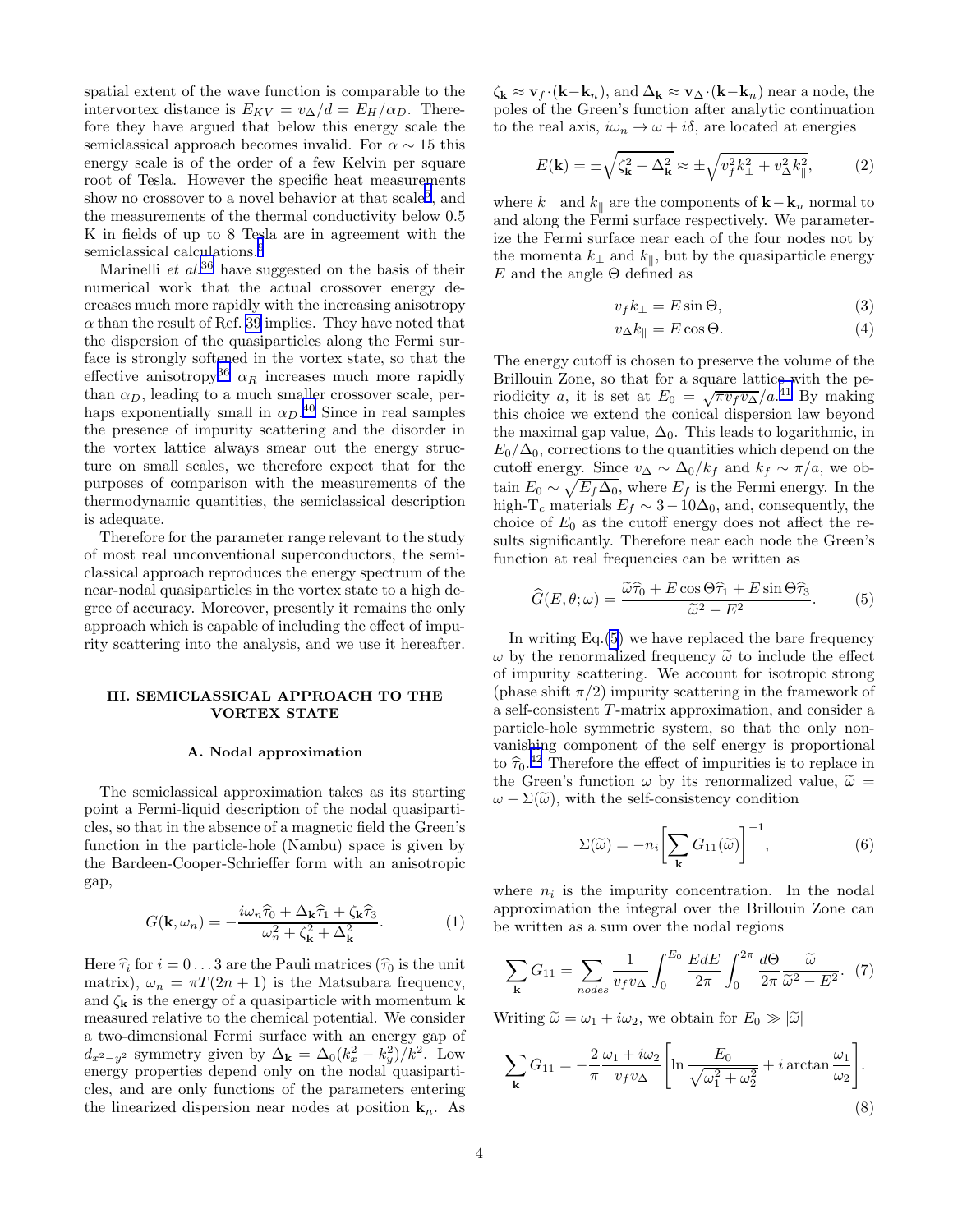spatial extent of the wave function is comparable to the intervortex distance is $E_{KV} = v_\Delta/d = E_H/\alpha_D$. Therefore they have argued that below this energy scale the semiclassical approach becomes invalid. For $\alpha \sim 15$ this energy scale is of the order of a few Kelvin per square root of Tesla. However the specific heat measurements show no crossover to a novel behavior at that scale[5], and the measurements of the thermal conductivity below 0.5 K in fields of up to 8 Tesla are in agreement with the semiclassical calculations.[7]

Marinelli *et al.*[36] have suggested on the basis of their numerical work that the actual crossover energy decreases much more rapidly with the increasing anisotropy $\alpha$ than the result of Ref. 39 implies. They have noted that the dispersion of the quasiparticles along the Fermi surface is strongly softened in the vortex state, so that the effective anisotropy[36] $\alpha_R$ increases much more rapidly than $\alpha_D$, leading to a much smaller crossover scale, perhaps exponentially small in $\alpha_D$.[40] Since in real samples the presence of impurity scattering and the disorder in the vortex lattice always smear out the energy structure on small scales, we therefore expect that for the purposes of comparison with the measurements of the thermodynamic quantities, the semiclassical description is adequate.

Therefore for the parameter range relevant to the study of most real unconventional superconductors, the semiclassical approach reproduces the energy spectrum of the near-nodal quasiparticles in the vortex state to a high degree of accuracy. Moreover, presently it remains the only approach which is capable of including the effect of impurity scattering into the analysis, and we use it hereafter.

## III. SEMICLASSICAL APPROACH TO THE VORTEX STATE

### A. Nodal approximation

The semiclassical approximation takes as its starting point a Fermi-liquid description of the nodal quasiparticles, so that in the absence of a magnetic field the Green's function in the particle-hole (Nambu) space is given by the Bardeen-Cooper-Schrieffer form with an anisotropic gap,

$$G(\mathbf{k}, \omega_n) = -\frac{i\omega_n \widehat{\tau}_0 + \Delta_\mathbf{k}\widehat{\tau}_1 + \zeta_\mathbf{k}\widehat{\tau}_3}{\omega_n^2 + \zeta_\mathbf{k}^2 + \Delta_\mathbf{k}^2}. \quad (1)$$

Here $\widehat{\tau}_i$ for $i = 0 \ldots 3$ are the Pauli matrices ($\widehat{\tau}_0$ is the unit matrix), $\omega_n = \pi T(2n+1)$ is the Matsubara frequency, and $\zeta_\mathbf{k}$ is the energy of a quasiparticle with momentum $\mathbf{k}$ measured relative to the chemical potential. We consider a two-dimensional Fermi surface with an energy gap of $d_{x^2-y^2}$ symmetry given by $\Delta_\mathbf{k} = \Delta_0(k_x^2 - k_y^2)/k^2$. Low energy properties depend only on the nodal quasiparticles, and are only functions of the parameters entering the linearized dispersion near nodes at position $\mathbf{k}_n$. As $\zeta_\mathbf{k} \approx \mathbf{v}_f \cdot (\mathbf{k} - \mathbf{k}_n)$, and $\Delta_\mathbf{k} \approx \mathbf{v}_\Delta \cdot (\mathbf{k} - \mathbf{k}_n)$ near a node, the poles of the Green's function after analytic continuation to the real axis, $i\omega_n \to \omega + i\delta$, are located at energies

$$E(\mathbf{k}) = \pm\sqrt{\zeta_\mathbf{k}^2 + \Delta_\mathbf{k}^2} \approx \pm\sqrt{v_f^2 k_\perp^2 + v_\Delta^2 k_\parallel^2}, \quad (2)$$

where $k_\perp$ and $k_\parallel$ are the components of $\mathbf{k} - \mathbf{k}_n$ normal to and along the Fermi surface respectively. We parameterize the Fermi surface near each of the four nodes not by the momenta $k_\perp$ and $k_\parallel$, but by the quasiparticle energy $E$ and the angle $\Theta$ defined as

$$v_f k_\perp = E \sin\Theta, \quad (3)$$

$$v_\Delta k_\parallel = E \cos\Theta. \quad (4)$$

The energy cutoff is chosen to preserve the volume of the Brillouin Zone, so that for a square lattice with the periodicity $a$, it is set at $E_0 = \sqrt{\pi v_f v_\Delta}/a$.[41] By making this choice we extend the conical dispersion law beyond the maximal gap value, $\Delta_0$. This leads to logarithmic, in $E_0/\Delta_0$, corrections to the quantities which depend on the cutoff energy. Since $v_\Delta \sim \Delta_0/k_f$ and $k_f \sim \pi/a$, we obtain $E_0 \sim \sqrt{E_f \Delta_0}$, where $E_f$ is the Fermi energy. In the high-T$_c$ materials $E_f \sim 3 - 10\Delta_0$, and, consequently, the choice of $E_0$ as the cutoff energy does not affect the results significantly. Therefore near each node the Green's function at real frequencies can be written as

$$\widehat{G}(E, \theta; \omega) = \frac{\widetilde{\omega}\widehat{\tau}_0 + E\cos\Theta\widehat{\tau}_1 + E\sin\Theta\widehat{\tau}_3}{\widetilde{\omega}^2 - E^2}. \quad (5)$$

In writing Eq.(5) we have replaced the bare frequency $\omega$ by the renormalized frequency $\widetilde{\omega}$ to include the effect of impurity scattering. We account for isotropic strong (phase shift $\pi/2$) impurity scattering in the framework of a self-consistent $T$-matrix approximation, and consider a particle-hole symmetric system, so that the only non-vanishing component of the self energy is proportional to $\widehat{\tau}_0$.[42] Therefore the effect of impurities is to replace in the Green's function $\omega$ by its renormalized value, $\widetilde{\omega} = \omega - \Sigma(\widetilde{\omega})$, with the self-consistency condition

$$\Sigma(\widetilde{\omega}) = -n_i \left[\sum_\mathbf{k} G_{11}(\widetilde{\omega})\right]^{-1}, \quad (6)$$

where $n_i$ is the impurity concentration. In the nodal approximation the integral over the Brillouin Zone can be written as a sum over the nodal regions

$$\sum_\mathbf{k} G_{11} = \sum_{nodes} \frac{1}{v_f v_\Delta} \int_0^{E_0} \frac{E dE}{2\pi} \int_0^{2\pi} \frac{d\Theta}{2\pi} \frac{\widetilde{\omega}}{\widetilde{\omega}^2 - E^2}. \quad (7)$$

Writing $\widetilde{\omega} = \omega_1 + i\omega_2$, we obtain for $E_0 \gg |\widetilde{\omega}|$

$$\sum_\mathbf{k} G_{11} = -\frac{2}{\pi} \frac{\omega_1 + i\omega_2}{v_f v_\Delta} \left[\ln\frac{E_0}{\sqrt{\omega_1^2 + \omega_2^2}} + i\arctan\frac{\omega_1}{\omega_2}\right]. \quad (8)$$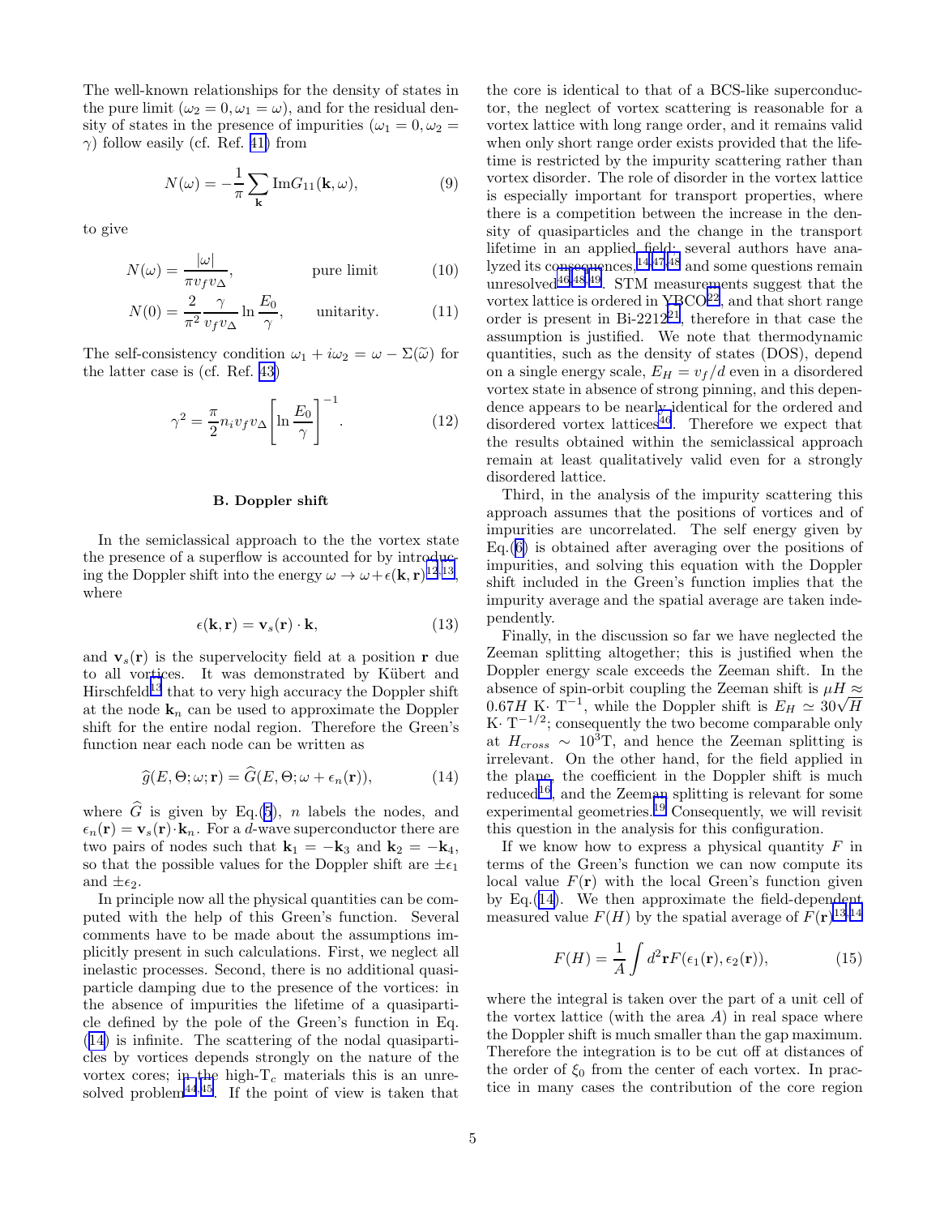The well-known relationships for the density of states in the pure limit ($\omega_2 = 0, \omega_1 = \omega$), and for the residual density of states in the presence of impurities ($\omega_1 = 0, \omega_2 = \gamma$) follow easily (cf. Ref. [41]) from

$$N(\omega) = -\frac{1}{\pi}\sum_{\mathbf{k}} \mathrm{Im} G_{11}(\mathbf{k}, \omega), \tag{9}$$

to give

$$N(\omega) = \frac{|\omega|}{\pi v_f v_\Delta}, \qquad \text{pure limit} \tag{10}$$

$$N(0) = \frac{2}{\pi^2}\frac{\gamma}{v_f v_\Delta}\ln\frac{E_0}{\gamma}, \qquad \text{unitarity.} \tag{11}$$

The self-consistency condition $\omega_1 + i\omega_2 = \omega - \Sigma(\widetilde{\omega})$ for the latter case is (cf. Ref. [43])

$$\gamma^2 = \frac{\pi}{2} n_i v_f v_\Delta \left[\ln\frac{E_0}{\gamma}\right]^{-1}. \tag{12}$$

### B. Doppler shift

In the semiclassical approach to the the vortex state the presence of a superflow is accounted for by introducing the Doppler shift into the energy $\omega \to \omega + \epsilon(\mathbf{k}, \mathbf{r})$[12,13], where

$$\epsilon(\mathbf{k}, \mathbf{r}) = \mathbf{v}_s(\mathbf{r}) \cdot \mathbf{k}, \tag{13}$$

and $\mathbf{v}_s(\mathbf{r})$ is the supervelocity field at a position $\mathbf{r}$ due to all vortices. It was demonstrated by Kübert and Hirschfeld[13] that to very high accuracy the Doppler shift at the node $\mathbf{k}_n$ can be used to approximate the Doppler shift for the entire nodal region. Therefore the Green's function near each node can be written as

$$\widehat{g}(E, \Theta; \omega; \mathbf{r}) = \widehat{G}(E, \Theta; \omega + \epsilon_n(\mathbf{r})), \tag{14}$$

where $\widehat{G}$ is given by Eq.(5), $n$ labels the nodes, and $\epsilon_n(\mathbf{r}) = \mathbf{v}_s(\mathbf{r}) \cdot \mathbf{k}_n$. For a $d$-wave superconductor there are two pairs of nodes such that $\mathbf{k}_1 = -\mathbf{k}_3$ and $\mathbf{k}_2 = -\mathbf{k}_4$, so that the possible values for the Doppler shift are $\pm\epsilon_1$ and $\pm\epsilon_2$.

In principle now all the physical quantities can be computed with the help of this Green's function. Several comments have to be made about the assumptions implicitly present in such calculations. First, we neglect all inelastic processes. Second, there is no additional quasiparticle damping due to the presence of the vortices: in the absence of impurities the lifetime of a quasiparticle defined by the pole of the Green's function in Eq. (14) is infinite. The scattering of the nodal quasiparticles by vortices depends strongly on the nature of the vortex cores; in the high-T$_c$ materials this is an unresolved problem[44,45]. If the point of view is taken that the core is identical to that of a BCS-like superconductor, the neglect of vortex scattering is reasonable for a vortex lattice with long range order, and it remains valid when only short range order exists provided that the lifetime is restricted by the impurity scattering rather than vortex disorder. The role of disorder in the vortex lattice is especially important for transport properties, where there is a competition between the increase in the density of quasiparticles and the change in the transport lifetime in an applied field; several authors have analyzed its consequences,[14,47,48] and some questions remain unresolved[46,48,49]. STM measurements suggest that the vortex lattice is ordered in YBCO[22], and that short range order is present in Bi-2212[21], therefore in that case the assumption is justified. We note that thermodynamic quantities, such as the density of states (DOS), depend on a single energy scale, $E_H = v_f/d$ even in a disordered vortex state in absence of strong pinning, and this dependence appears to be nearly identical for the ordered and disordered vortex lattices[46]. Therefore we expect that the results obtained within the semiclassical approach remain at least qualitatively valid even for a strongly disordered lattice.

Third, in the analysis of the impurity scattering this approach assumes that the positions of vortices and of impurities are uncorrelated. The self energy given by Eq.(6) is obtained after averaging over the positions of impurities, and solving this equation with the Doppler shift included in the Green's function implies that the impurity average and the spatial average are taken independently.

Finally, in the discussion so far we have neglected the Zeeman splitting altogether; this is justified when the Doppler energy scale exceeds the Zeeman shift. In the absence of spin-orbit coupling the Zeeman shift is $\mu H \approx 0.67 H$ K$\cdot$ T$^{-1}$, while the Doppler shift is $E_H \simeq 30\sqrt{H}$ K$\cdot$ T$^{-1/2}$; consequently the two become comparable only at $H_{cross} \sim 10^3$T, and hence the Zeeman splitting is irrelevant. On the other hand, for the field applied in the plane, the coefficient in the Doppler shift is much reduced[16], and the Zeeman splitting is relevant for some experimental geometries.[19] Consequently, we will revisit this question in the analysis for this configuration.

If we know how to express a physical quantity $F$ in terms of the Green's function we can now compute its local value $F(\mathbf{r})$ with the local Green's function given by Eq.(14). We then approximate the field-dependent measured value $F(H)$ by the spatial average of $F(\mathbf{r})$[13,14]

$$F(H) = \frac{1}{A}\int d^2\mathbf{r} F(\epsilon_1(\mathbf{r}), \epsilon_2(\mathbf{r})), \tag{15}$$

where the integral is taken over the part of a unit cell of the vortex lattice (with the area $A$) in real space where the Doppler shift is much smaller than the gap maximum. Therefore the integration is to be cut off at distances of the order of $\xi_0$ from the center of each vortex. In practice in many cases the contribution of the core region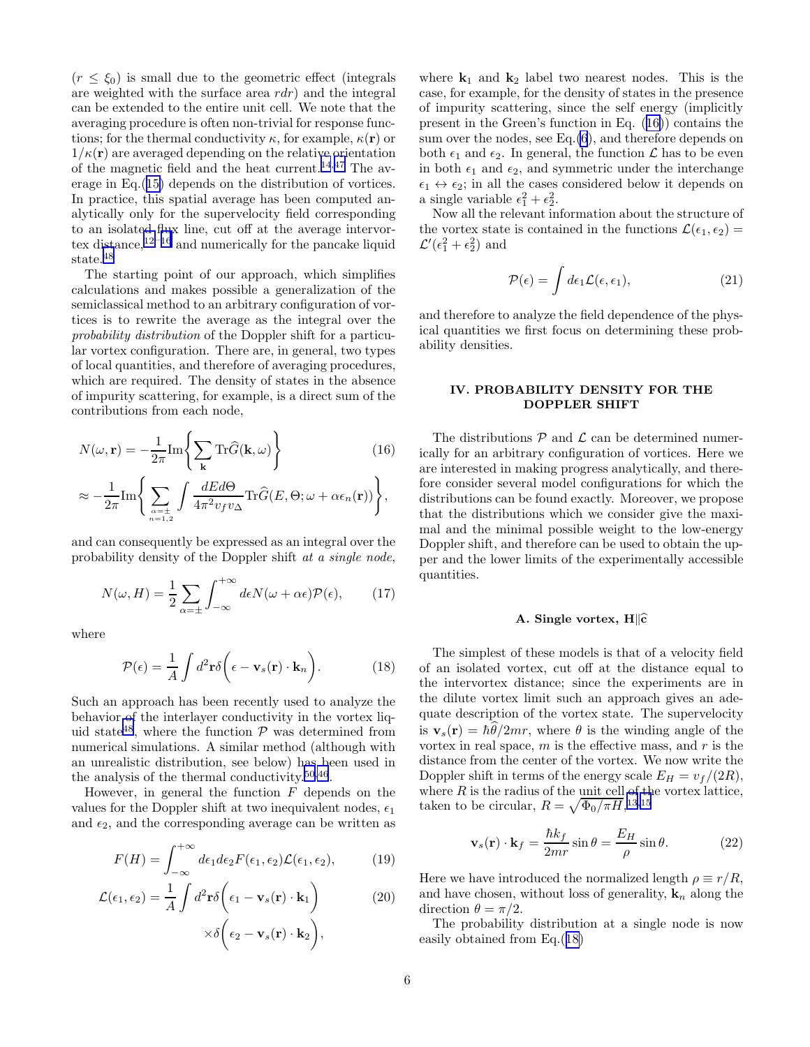($r \leq \xi_0$) is small due to the geometric effect (integrals are weighted with the surface area $rdr$) and the integral can be extended to the entire unit cell. We note that the averaging procedure is often non-trivial for response functions; for the thermal conductivity $\kappa$, for example, $\kappa(\mathbf{r})$ or $1/\kappa(\mathbf{r})$ are averaged depending on the relative orientation of the magnetic field and the heat current.[14,47] The average in Eq.(15) depends on the distribution of vortices. In practice, this spatial average has been computed analytically only for the supervelocity field corresponding to an isolated flux line, cut off at the average intervortex distance,[12–16] and numerically for the pancake liquid state.[48]

The starting point of our approach, which simplifies calculations and makes possible a generalization of the semiclassical method to an arbitrary configuration of vortices is to rewrite the average as the integral over the *probability distribution* of the Doppler shift for a particular vortex configuration. There are, in general, two types of local quantities, and therefore of averaging procedures, which are required. The density of states in the absence of impurity scattering, for example, is a direct sum of the contributions from each node,

$$
\begin{aligned}
N(\omega, \mathbf{r}) &= -\frac{1}{2\pi} \mathrm{Im} \left\{ \sum_{\mathbf{k}} \mathrm{Tr} \widehat{G}(\mathbf{k}, \omega) \right\} \qquad (16) \\
&\approx -\frac{1}{2\pi} \mathrm{Im} \left\{ \sum_{\substack{\alpha=\pm \\ n=1,2}} \int \frac{dE d\Theta}{4\pi^2 v_f v_\Delta} \mathrm{Tr} \widehat{G}(E, \Theta; \omega + \alpha \epsilon_n(\mathbf{r})) \right\},
\end{aligned}
$$

and can consequently be expressed as an integral over the probability density of the Doppler shift *at a single node*,

$$
N(\omega, H) = \frac{1}{2} \sum_{\alpha=\pm} \int_{-\infty}^{+\infty} d\epsilon N(\omega + \alpha\epsilon) \mathcal{P}(\epsilon), \qquad (17)
$$

where

$$
\mathcal{P}(\epsilon) = \frac{1}{A} \int d^2\mathbf{r} \delta\bigg( \epsilon - \mathbf{v}_s(\mathbf{r}) \cdot \mathbf{k}_n \bigg). \qquad (18)
$$

Such an approach has been recently used to analyze the behavior of the interlayer conductivity in the vortex liquid state[48], where the function $\mathcal{P}$ was determined from numerical simulations. A similar method (although with an unrealistic distribution, see below) has been used in the analysis of the thermal conductivity.[50,46]

However, in general the function $F$ depends on the values for the Doppler shift at two inequivalent nodes, $\epsilon_1$ and $\epsilon_2$, and the corresponding average can be written as

$$
F(H) = \int_{-\infty}^{+\infty} d\epsilon_1 d\epsilon_2 F(\epsilon_1, \epsilon_2) \mathcal{L}(\epsilon_1, \epsilon_2), \qquad (19)
$$

$$
\mathcal{L}(\epsilon_1, \epsilon_2) = \frac{1}{A} \int d^2\mathbf{r} \delta\bigg( \epsilon_1 - \mathbf{v}_s(\mathbf{r}) \cdot \mathbf{k}_1 \bigg) \times \delta\bigg( \epsilon_2 - \mathbf{v}_s(\mathbf{r}) \cdot \mathbf{k}_2 \bigg), \qquad (20)
$$

where $\mathbf{k}_1$ and $\mathbf{k}_2$ label two nearest nodes. This is the case, for example, for the density of states in the presence of impurity scattering, since the self energy (implicitly present in the Green's function in Eq. (16)) contains the sum over the nodes, see Eq.(6), and therefore depends on both $\epsilon_1$ and $\epsilon_2$. In general, the function $\mathcal{L}$ has to be even in both $\epsilon_1$ and $\epsilon_2$, and symmetric under the interchange $\epsilon_1 \leftrightarrow \epsilon_2$; in all the cases considered below it depends on a single variable $\epsilon_1^2 + \epsilon_2^2$.

Now all the relevant information about the structure of the vortex state is contained in the functions $\mathcal{L}(\epsilon_1, \epsilon_2) = \mathcal{L}'(\epsilon_1^2 + \epsilon_2^2)$ and

$$
\mathcal{P}(\epsilon) = \int d\epsilon_1 \mathcal{L}(\epsilon, \epsilon_1), \qquad (21)
$$

and therefore to analyze the field dependence of the physical quantities we first focus on determining these probability densities.

## IV. PROBABILITY DENSITY FOR THE DOPPLER SHIFT

The distributions $\mathcal{P}$ and $\mathcal{L}$ can be determined numerically for an arbitrary configuration of vortices. Here we are interested in making progress analytically, and therefore consider several model configurations for which the distributions can be found exactly. Moreover, we propose that the distributions which we consider give the maximal and the minimal possible weight to the low-energy Doppler shift, and therefore can be used to obtain the upper and the lower limits of the experimentally accessible quantities.

### A. Single vortex, $\mathbf{H} \| \widehat{\mathbf{c}}$

The simplest of these models is that of a velocity field of an isolated vortex, cut off at the distance equal to the intervortex distance; since the experiments are in the dilute vortex limit such an approach gives an adequate description of the vortex state. The supervelocity is $\mathbf{v}_s(\mathbf{r}) = \hbar\widehat{\theta}/2mr$, where $\theta$ is the winding angle of the vortex in real space, $m$ is the effective mass, and $r$ is the distance from the center of the vortex. We now write the Doppler shift in terms of the energy scale $E_H = v_f/(2R)$, where $R$ is the radius of the unit cell of the vortex lattice, taken to be circular, $R = \sqrt{\Phi_0/\pi H}$.[13,15]

$$
\mathbf{v}_s(\mathbf{r}) \cdot \mathbf{k}_f = \frac{\hbar k_f}{2mr} \sin\theta = \frac{E_H}{\rho} \sin\theta. \qquad (22)
$$

Here we have introduced the normalized length $\rho \equiv r/R$, and have chosen, without loss of generality, $\mathbf{k}_n$ along the direction $\theta = \pi/2$.

The probability distribution at a single node is now easily obtained from Eq.(18)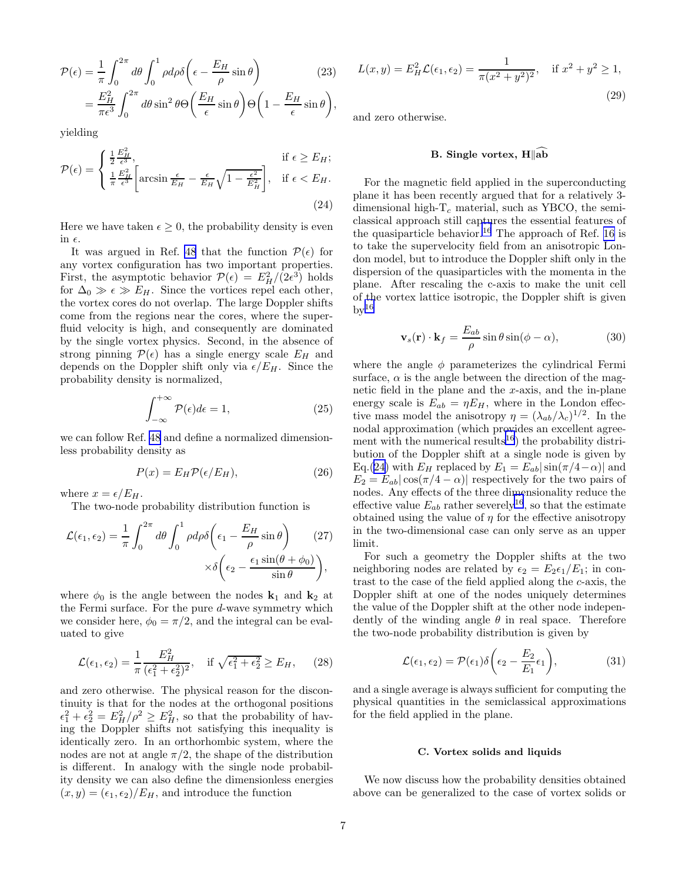$$
\begin{aligned}
\mathcal{P}(\epsilon) &= \frac{1}{\pi}\int_0^{2\pi} d\theta \int_0^1 \rho d\rho \delta\left(\epsilon - \frac{E_H}{\rho}\sin\theta\right) \\
&= \frac{E_H^2}{\pi\epsilon^3}\int_0^{2\pi} d\theta \sin^2\theta \Theta\left(\frac{E_H}{\epsilon}\sin\theta\right)\Theta\left(1 - \frac{E_H}{\epsilon}\sin\theta\right),
\end{aligned}
\tag{23}
$$

yielding

$$
\mathcal{P}(\epsilon) = \begin{cases} \frac{1}{2}\frac{E_H^2}{\epsilon^3}, & \text{if } \epsilon \geq E_H; \\ \frac{1}{\pi}\frac{E_H^2}{\epsilon^3}\left[\arcsin\frac{\epsilon}{E_H} - \frac{\epsilon}{E_H}\sqrt{1-\frac{\epsilon^2}{E_H^2}}\right], & \text{if } \epsilon < E_H. \end{cases}
\tag{24}
$$

Here we have taken $\epsilon \geq 0$, the probability density is even in $\epsilon$.

It was argued in Ref. [48] that the function $\mathcal{P}(\epsilon)$ for any vortex configuration has two important properties. First, the asymptotic behavior $\mathcal{P}(\epsilon) = E_H^2/(2\epsilon^3)$ holds for $\Delta_0 \gg \epsilon \gg E_H$. Since the vortices repel each other, the vortex cores do not overlap. The large Doppler shifts come from the regions near the cores, where the superfluid velocity is high, and consequently are dominated by the single vortex physics. Second, in the absence of strong pinning $\mathcal{P}(\epsilon)$ has a single energy scale $E_H$ and depends on the Doppler shift only via $\epsilon/E_H$. Since the probability density is normalized,

$$
\int_{-\infty}^{+\infty} \mathcal{P}(\epsilon)d\epsilon = 1,
\tag{25}
$$

we can follow Ref. [48] and define a normalized dimensionless probability density as

$$
P(x) = E_H\mathcal{P}(\epsilon/E_H),
\tag{26}
$$

where $x = \epsilon/E_H$.

The two-node probability distribution function is

$$
\mathcal{L}(\epsilon_1,\epsilon_2) = \frac{1}{\pi}\int_0^{2\pi} d\theta \int_0^1 \rho d\rho \delta\left(\epsilon_1 - \frac{E_H}{\rho}\sin\theta\right) \times\delta\left(\epsilon_2 - \frac{\epsilon_1\sin(\theta+\phi_0)}{\sin\theta}\right),
\tag{27}
$$

where $\phi_0$ is the angle between the nodes $\mathbf{k}_1$ and $\mathbf{k}_2$ at the Fermi surface. For the pure $d$-wave symmetry which we consider here, $\phi_0 = \pi/2$, and the integral can be evaluated to give

$$
\mathcal{L}(\epsilon_1,\epsilon_2) = \frac{1}{\pi}\frac{E_H^2}{(\epsilon_1^2+\epsilon_2^2)^2}, \quad \text{if } \sqrt{\epsilon_1^2+\epsilon_2^2} \geq E_H,
\tag{28}
$$

and zero otherwise. The physical reason for the discontinuity is that for the nodes at the orthogonal positions $\epsilon_1^2+\epsilon_2^2 = E_H^2/\rho^2 \geq E_H^2$, so that the probability of having the Doppler shifts not satisfying this inequality is identically zero. In an orthorhombic system, where the nodes are not at angle $\pi/2$, the shape of the distribution is different. In analogy with the single node probability density we can also define the dimensionless energies $(x,y) = (\epsilon_1,\epsilon_2)/E_H$, and introduce the function

$$
L(x,y) = E_H^2\mathcal{L}(\epsilon_1,\epsilon_2) = \frac{1}{\pi(x^2+y^2)^2}, \quad \text{if } x^2+y^2 \geq 1,
\tag{29}
$$

and zero otherwise.

### B. Single vortex, $\mathbf{H}\|\widehat{\mathbf{ab}}$

For the magnetic field applied in the superconducting plane it has been recently argued that for a relatively 3-dimensional high-T$_c$ material, such as YBCO, the semiclassical approach still captures the essential features of the quasiparticle behavior.[16] The approach of Ref. [16] is to take the supervelocity field from an anisotropic London model, but to introduce the Doppler shift only in the dispersion of the quasiparticles with the momenta in the plane. After rescaling the c-axis to make the unit cell of the vortex lattice isotropic, the Doppler shift is given by[16]

$$
\mathbf{v}_s(\mathbf{r})\cdot\mathbf{k}_f = \frac{E_{ab}}{\rho}\sin\theta\sin(\phi-\alpha),
\tag{30}
$$

where the angle $\phi$ parameterizes the cylindrical Fermi surface, $\alpha$ is the angle between the direction of the magnetic field in the plane and the $x$-axis, and the in-plane energy scale is $E_{ab} = \eta E_H$, where in the London effective mass model the anisotropy $\eta = (\lambda_{ab}/\lambda_c)^{1/2}$. In the nodal approximation (which provides an excellent agreement with the numerical results[16]) the probability distribution of the Doppler shift at a single node is given by Eq.(24) with $E_H$ replaced by $E_1 = E_{ab}|\sin(\pi/4-\alpha)|$ and $E_2 = E_{ab}|\cos(\pi/4-\alpha)|$ respectively for the two pairs of nodes. Any effects of the three dimensionality reduce the effective value $E_{ab}$ rather severely[16], so that the estimate obtained using the value of $\eta$ for the effective anisotropy in the two-dimensional case can only serve as an upper limit.

For such a geometry the Doppler shifts at the two neighboring nodes are related by $\epsilon_2 = E_2\epsilon_1/E_1$; in contrast to the case of the field applied along the $c$-axis, the Doppler shift at one of the nodes uniquely determines the value of the Doppler shift at the other node independently of the winding angle $\theta$ in real space. Therefore the two-node probability distribution is given by

$$
\mathcal{L}(\epsilon_1,\epsilon_2) = \mathcal{P}(\epsilon_1)\delta\left(\epsilon_2 - \frac{E_2}{E_1}\epsilon_1\right),
\tag{31}
$$

and a single average is always sufficient for computing the physical quantities in the semiclassical approximations for the field applied in the plane.

### C. Vortex solids and liquids

We now discuss how the probability densities obtained above can be generalized to the case of vortex solids or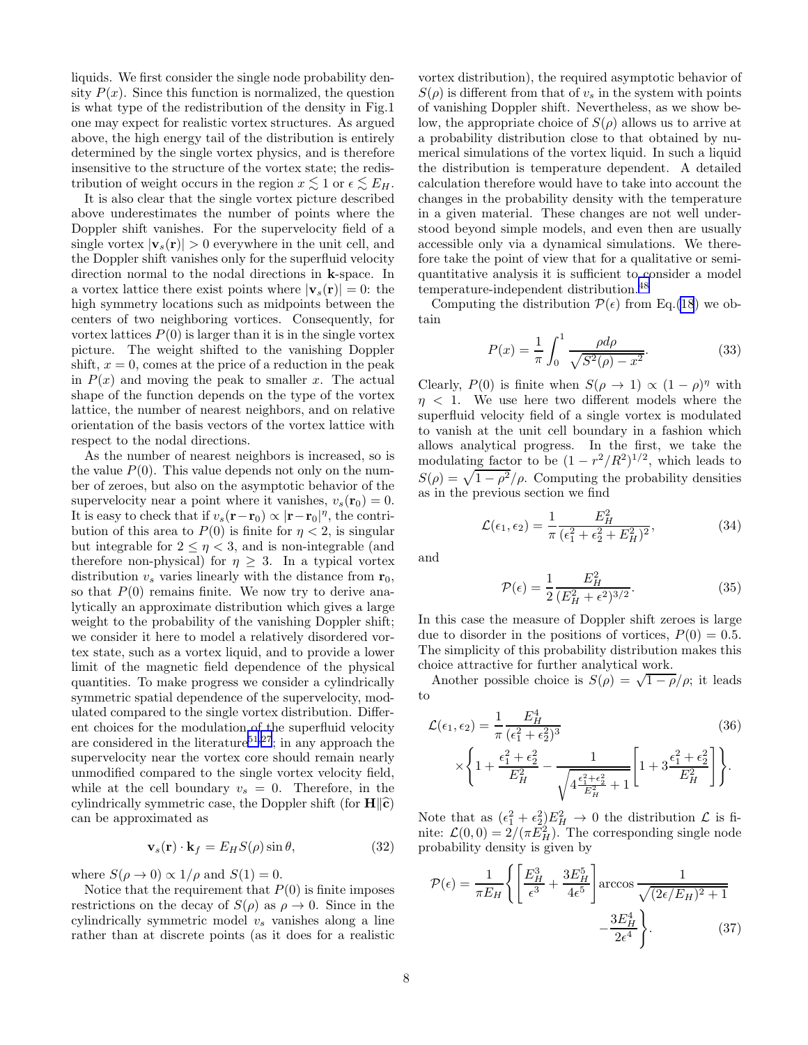liquids. We first consider the single node probability density $P(x)$. Since this function is normalized, the question is what type of the redistribution of the density in Fig.1 one may expect for realistic vortex structures. As argued above, the high energy tail of the distribution is entirely determined by the single vortex physics, and is therefore insensitive to the structure of the vortex state; the redistribution of weight occurs in the region $x \lesssim 1$ or $\epsilon \lesssim E_H$.

It is also clear that the single vortex picture described above underestimates the number of points where the Doppler shift vanishes. For the supervelocity field of a single vortex $|\mathbf{v}_s(\mathbf{r})| > 0$ everywhere in the unit cell, and the Doppler shift vanishes only for the superfluid velocity direction normal to the nodal directions in $\mathbf{k}$-space. In a vortex lattice there exist points where $|\mathbf{v}_s(\mathbf{r})| = 0$: the high symmetry locations such as midpoints between the centers of two neighboring vortices. Consequently, for vortex lattices $P(0)$ is larger than it is in the single vortex picture. The weight shifted to the vanishing Doppler shift, $x = 0$, comes at the price of a reduction in the peak in $P(x)$ and moving the peak to smaller $x$. The actual shape of the function depends on the type of the vortex lattice, the number of nearest neighbors, and on relative orientation of the basis vectors of the vortex lattice with respect to the nodal directions.

As the number of nearest neighbors is increased, so is the value $P(0)$. This value depends not only on the number of zeroes, but also on the asymptotic behavior of the supervelocity near a point where it vanishes, $v_s(\mathbf{r}_0) = 0$. It is easy to check that if $v_s(\mathbf{r}-\mathbf{r}_0) \propto |\mathbf{r}-\mathbf{r}_0|^\eta$, the contribution of this area to $P(0)$ is finite for $\eta < 2$, is singular but integrable for $2 \leq \eta < 3$, and is non-integrable (and therefore non-physical) for $\eta \geq 3$. In a typical vortex distribution $v_s$ varies linearly with the distance from $\mathbf{r}_0$, so that $P(0)$ remains finite. We now try to derive analytically an approximate distribution which gives a large weight to the probability of the vanishing Doppler shift; we consider it here to model a relatively disordered vortex state, such as a vortex liquid, and to provide a lower limit of the magnetic field dependence of the physical quantities. To make progress we consider a cylindrically symmetric spatial dependence of the supervelocity, modulated compared to the single vortex distribution. Different choices for the modulation of the superfluid velocity are considered in the literature[51,27]; in any approach the supervelocity near the vortex core should remain nearly unmodified compared to the single vortex velocity field, while at the cell boundary $v_s = 0$. Therefore, in the cylindrically symmetric case, the Doppler shift (for $\mathbf{H} \| \hat{\mathbf{c}}$) can be approximated as

$$\mathbf{v}_s(\mathbf{r}) \cdot \mathbf{k}_f = E_H S(\rho) \sin\theta, \tag{32}$$

where $S(\rho \to 0) \propto 1/\rho$ and $S(1) = 0$.

Notice that the requirement that $P(0)$ is finite imposes restrictions on the decay of $S(\rho)$ as $\rho \to 0$. Since in the cylindrically symmetric model $v_s$ vanishes along a line rather than at discrete points (as it does for a realistic vortex distribution), the required asymptotic behavior of $S(\rho)$ is different from that of $v_s$ in the system with points of vanishing Doppler shift. Nevertheless, as we show below, the appropriate choice of $S(\rho)$ allows us to arrive at a probability distribution close to that obtained by numerical simulations of the vortex liquid. In such a liquid the distribution is temperature dependent. A detailed calculation therefore would have to take into account the changes in the probability density with the temperature in a given material. These changes are not well understood beyond simple models, and even then are usually accessible only via a dynamical simulations. We therefore take the point of view that for a qualitative or semi-quantitative analysis it is sufficient to consider a model temperature-independent distribution.[48]

Computing the distribution $\mathcal{P}(\epsilon)$ from Eq.(18) we obtain

$$P(x) = \frac{1}{\pi} \int_0^1 \frac{\rho d\rho}{\sqrt{S^2(\rho) - x^2}}. \tag{33}$$

Clearly, $P(0)$ is finite when $S(\rho \to 1) \propto (1-\rho)^\eta$ with $\eta < 1$. We use here two different models where the superfluid velocity field of a single vortex is modulated to vanish at the unit cell boundary in a fashion which allows analytical progress. In the first, we take the modulating factor to be $(1 - r^2/R^2)^{1/2}$, which leads to $S(\rho) = \sqrt{1-\rho^2}/\rho$. Computing the probability densities as in the previous section we find

$$\mathcal{L}(\epsilon_1, \epsilon_2) = \frac{1}{\pi} \frac{E_H^2}{(\epsilon_1^2 + \epsilon_2^2 + E_H^2)^2}, \tag{34}$$

and

$$\mathcal{P}(\epsilon) = \frac{1}{2} \frac{E_H^2}{(E_H^2 + \epsilon^2)^{3/2}}. \tag{35}$$

In this case the measure of Doppler shift zeroes is large due to disorder in the positions of vortices, $P(0) = 0.5$. The simplicity of this probability distribution makes this choice attractive for further analytical work.

Another possible choice is $S(\rho) = \sqrt{1-\rho}/\rho$; it leads to

$$\begin{aligned}\mathcal{L}(\epsilon_1, \epsilon_2) = \frac{1}{\pi} &\frac{E_H^4}{(\epsilon_1^2 + \epsilon_2^2)^3} \\ &\times \left\{ 1 + \frac{\epsilon_1^2 + \epsilon_2^2}{E_H^2} - \frac{1}{\sqrt{4\frac{\epsilon_1^2+\epsilon_2^2}{E_H^2} + 1}} \left[ 1 + 3\frac{\epsilon_1^2 + \epsilon_2^2}{E_H^2} \right] \right\}.\end{aligned} \tag{36}$$

Note that as $(\epsilon_1^2 + \epsilon_2^2)E_H^2 \to 0$ the distribution $\mathcal{L}$ is finite: $\mathcal{L}(0,0) = 2/(\pi E_H^2)$. The corresponding single node probability density is given by

$$\mathcal{P}(\epsilon) = \frac{1}{\pi E_H} \left\{ \left[ \frac{E_H^3}{\epsilon^3} + \frac{3E_H^5}{4\epsilon^5} \right] \arccos \frac{1}{\sqrt{(2\epsilon/E_H)^2 + 1}} - \frac{3E_H^4}{2\epsilon^4} \right\}. \tag{37}$$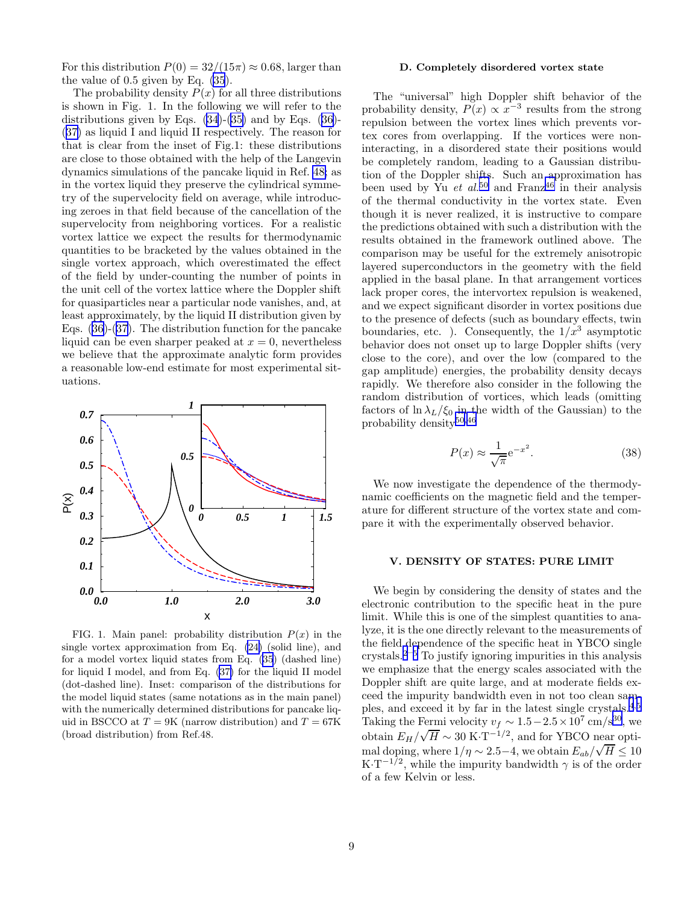For this distribution $P(0) = 32/(15\pi) \approx 0.68$, larger than the value of 0.5 given by Eq. (35).

The probability density $P(x)$ for all three distributions is shown in Fig. 1. In the following we will refer to the distributions given by Eqs. (34)-(35) and by Eqs. (36)-(37) as liquid I and liquid II respectively. The reason for that is clear from the inset of Fig.1: these distributions are close to those obtained with the help of the Langevin dynamics simulations of the pancake liquid in Ref. 48; as in the vortex liquid they preserve the cylindrical symmetry of the supervelocity field on average, while introducing zeroes in that field because of the cancellation of the supervelocity from neighboring vortices. For a realistic vortex lattice we expect the results for thermodynamic quantities to be bracketed by the values obtained in the single vortex approach, which overestimated the effect of the field by under-counting the number of points in the unit cell of the vortex lattice where the Doppler shift for quasiparticles near a particular node vanishes, and, at least approximately, by the liquid II distribution given by Eqs. (36)-(37). The distribution function for the pancake liquid can be even sharper peaked at $x = 0$, nevertheless we believe that the approximate analytic form provides a reasonable low-end estimate for most experimental situations.

FIG. 1. Main panel: probability distribution $P(x)$ in the single vortex approximation from Eq. (24) (solid line), and for a model vortex liquid states from Eq. (35) (dashed line) for liquid I model, and from Eq. (37) for the liquid II model (dot-dashed line). Inset: comparison of the distributions for the model liquid states (same notations as in the main panel) with the numerically determined distributions for pancake liquid in BSCCO at $T = 9$K (narrow distribution) and $T = 67$K (broad distribution) from Ref.48.

### D. Completely disordered vortex state

The "universal" high Doppler shift behavior of the probability density, $P(x) \propto x^{-3}$ results from the strong repulsion between the vortex lines which prevents vortex cores from overlapping. If the vortices were non-interacting, in a disordered state their positions would be completely random, leading to a Gaussian distribution of the Doppler shifts. Such an approximation has been used by Yu *et al.*[50] and Franz[46] in their analysis of the thermal conductivity in the vortex state. Even though it is never realized, it is instructive to compare the predictions obtained with such a distribution with the results obtained in the framework outlined above. The comparison may be useful for the extremely anisotropic layered superconductors in the geometry with the field applied in the basal plane. In that arrangement vortices lack proper cores, the intervortex repulsion is weakened, and we expect significant disorder in vortex positions due to the presence of defects (such as boundary effects, twin boundaries, etc. ). Consequently, the $1/x^3$ asymptotic behavior does not onset up to large Doppler shifts (very close to the core), and over the low (compared to the gap amplitude) energies, the probability density decays rapidly. We therefore also consider in the following the random distribution of vortices, which leads (omitting factors of $\ln \lambda_L/\xi_0$ in the width of the Gaussian) to the probability density[50,46]

$$P(x) \approx \frac{1}{\sqrt{\pi}} e^{-x^2}. \qquad (38)$$

We now investigate the dependence of the thermodynamic coefficients on the magnetic field and the temperature for different structure of the vortex state and compare it with the experimentally observed behavior.

## V. DENSITY OF STATES: PURE LIMIT

We begin by considering the density of states and the electronic contribution to the specific heat in the pure limit. While this is one of the simplest quantities to analyze, it is the one directly relevant to the measurements of the field dependence of the specific heat in YBCO single crystals.[2–5] To justify ignoring impurities in this analysis we emphasize that the energy scales associated with the Doppler shift are quite large, and at moderate fields exceed the impurity bandwidth even in not too clean samples, and exceed it by far in the latest single crystals.[4,5] Taking the Fermi velocity $v_f \sim 1.5-2.5 \times 10^7$ cm/s[30], we obtain $E_H/\sqrt{H} \sim 30$ K$\cdot$T$^{-1/2}$, and for YBCO near optimal doping, where $1/\eta \sim 2.5-4$, we obtain $E_{ab}/\sqrt{H} \leq 10$ K$\cdot$T$^{-1/2}$, while the impurity bandwidth $\gamma$ is of the order of a few Kelvin or less.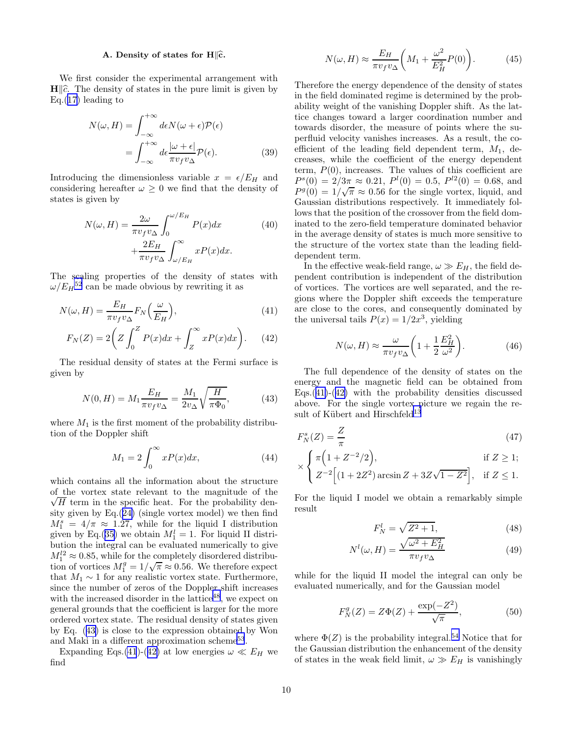### A. Density of states for $\mathbf{H}\|\widehat{\mathbf{c}}$.

We first consider the experimental arrangement with $\mathbf{H}\|\widehat{c}$. The density of states in the pure limit is given by Eq.(17) leading to

$$
\begin{aligned}
N(\omega, H) &= \int_{-\infty}^{+\infty} d\epsilon N(\omega+\epsilon)\mathcal{P}(\epsilon) \\
&= \int_{-\infty}^{+\infty} d\epsilon \frac{|\omega+\epsilon|}{\pi v_f v_\Delta}\mathcal{P}(\epsilon). \qquad (39)
\end{aligned}
$$

Introducing the dimensionless variable $x = \epsilon/E_H$ and considering hereafter $\omega \geq 0$ we find that the density of states is given by

$$
\begin{aligned}
N(\omega, H) = &\frac{2\omega}{\pi v_f v_\Delta}\int_0^{\omega/E_H} P(x)dx \qquad (40)\\
&+ \frac{2E_H}{\pi v_f v_\Delta}\int_{\omega/E_H}^{\infty} xP(x)dx.
\end{aligned}
$$

The scaling properties of the density of states with $\omega/E_H$[52] can be made obvious by rewriting it as

$$
N(\omega, H) = \frac{E_H}{\pi v_f v_\Delta} F_N\Big(\frac{\omega}{E_H}\Big), \qquad (41)
$$

$$
F_N(Z) = 2\Big(Z\int_0^Z P(x)dx + \int_Z^\infty xP(x)dx\Big). \qquad (42)
$$

The residual density of states at the Fermi surface is given by

$$
N(0, H) = M_1 \frac{E_H}{\pi v_f v_\Delta} = \frac{M_1}{2v_\Delta}\sqrt{\frac{H}{\pi\Phi_0}}, \qquad (43)
$$

where $M_1$ is the first moment of the probability distribution of the Doppler shift

$$
M_1 = 2\int_0^\infty xP(x)dx, \qquad (44)
$$

which contains all the information about the structure of the vortex state relevant to the magnitude of the $\sqrt{H}$ term in the specific heat. For the probability density given by Eq.(24) (single vortex model) we then find $M_1^s = 4/\pi \approx 1.27$, while for the liquid I distribution given by Eq.(35) we obtain $M_1^l = 1$. For liquid II distribution the integral can be evaluated numerically to give $M_1^{l2} \approx 0.85$, while for the completely disordered distribution of vortices $M_1^g = 1/\sqrt{\pi} \approx 0.56$. We therefore expect that $M_1 \sim 1$ for any realistic vortex state. Furthermore, since the number of zeros of the Doppler shift increases with the increased disorder in the lattice[48], we expect on general grounds that the coefficient is larger for the more ordered vortex state. The residual density of states given by Eq. (43) is close to the expression obtained by Won and Maki in a different approximation scheme[53].

Expanding Eqs.(41)-(42) at low energies $\omega \ll E_H$ we find

$$
N(\omega, H) \approx \frac{E_H}{\pi v_f v_\Delta}\Big(M_1 + \frac{\omega^2}{E_H^2}P(0)\Big). \qquad (45)
$$

Therefore the energy dependence of the density of states in the field dominated regime is determined by the probability weight of the vanishing Doppler shift. As the lattice changes toward a larger coordination number and towards disorder, the measure of points where the superfluid velocity vanishes increases. As a result, the coefficient of the leading field dependent term, $M_1$, decreases, while the coefficient of the energy dependent term, $P(0)$, increases. The values of this coefficient are $P^s(0) = 2/3\pi \approx 0.21$, $P^l(0) = 0.5$, $P^{l2}(0) = 0.68$, and $P^g(0) = 1/\sqrt{\pi} \approx 0.56$ for the single vortex, liquid, and Gaussian distributions respectively. It immediately follows that the position of the crossover from the field dominated to the zero-field temperature dominated behavior in the average density of states is much more sensitive to the structure of the vortex state than the leading field-dependent term.

In the effective weak-field range, $\omega \gg E_H$, the field dependent contribution is independent of the distribution of vortices. The vortices are well separated, and the regions where the Doppler shift exceeds the temperature are close to the cores, and consequently dominated by the universal tails $P(x) = 1/2x^3$, yielding

$$
N(\omega, H) \approx \frac{\omega}{\pi v_f v_\Delta}\Big(1 + \frac{1}{2}\frac{E_H^2}{\omega^2}\Big). \qquad (46)
$$

The full dependence of the density of states on the energy and the magnetic field can be obtained from Eqs.(41)-(42) with the probability densities discussed above. For the single vortex picture we regain the result of Kübert and Hirschfeld[13]

$$
F_N^s(Z) = \frac{Z}{\pi} \qquad (47)
$$

$$
\times \begin{cases} \pi\Big(1 + Z^{-2}/2\Big), & \text{if } Z \geq 1; \\ Z^{-2}\Big[(1+2Z^2)\arcsin Z + 3Z\sqrt{1-Z^2}\Big], & \text{if } Z \leq 1. \end{cases}
$$

For the liquid I model we obtain a remarkably simple result

$$
F_N^l = \sqrt{Z^2+1}, \qquad (48)
$$

$$
N^l(\omega, H) = \frac{\sqrt{\omega^2 + E_H^2}}{\pi v_f v_\Delta} \qquad (49)
$$

while for the liquid II model the integral can only be evaluated numerically, and for the Gaussian model

$$
F_N^g(Z) = Z\Phi(Z) + \frac{\exp(-Z^2)}{\sqrt{\pi}}, \qquad (50)
$$

where $\Phi(Z)$ is the probability integral.[54] Notice that for the Gaussian distribution the enhancement of the density of states in the weak field limit, $\omega \gg E_H$ is vanishingly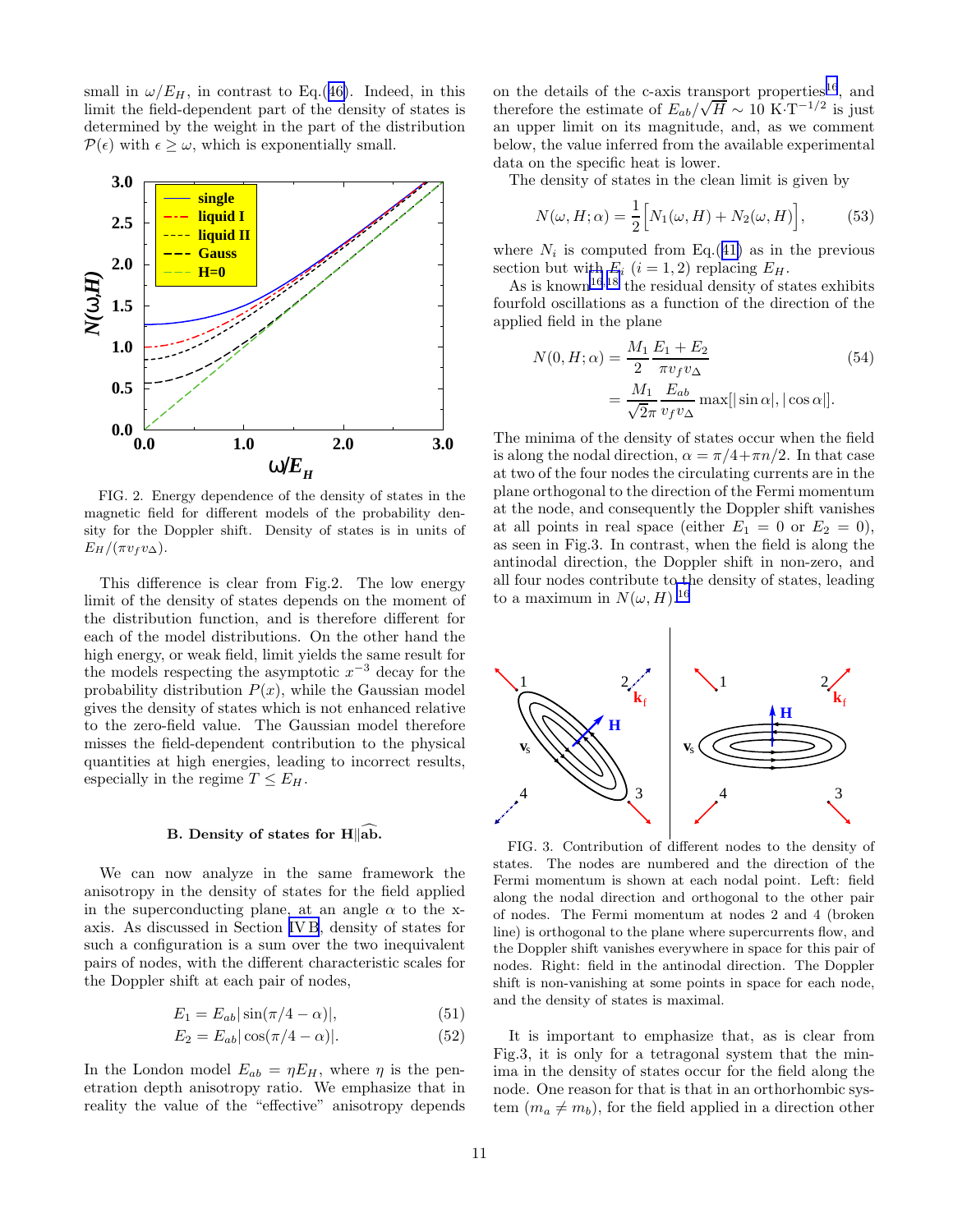small in $\omega/E_H$, in contrast to Eq.(46). Indeed, in this limit the field-dependent part of the density of states is determined by the weight in the part of the distribution $\mathcal{P}(\epsilon)$ with $\epsilon \geq \omega$, which is exponentially small.

FIG. 2. Energy dependence of the density of states in the magnetic field for different models of the probability density for the Doppler shift. Density of states is in units of $E_H/(\pi v_f v_\Delta)$.

This difference is clear from Fig.2. The low energy limit of the density of states depends on the moment of the distribution function, and is therefore different for each of the model distributions. On the other hand the high energy, or weak field, limit yields the same result for the models respecting the asymptotic $x^{-3}$ decay for the probability distribution $P(x)$, while the Gaussian model gives the density of states which is not enhanced relative to the zero-field value. The Gaussian model therefore misses the field-dependent contribution to the physical quantities at high energies, leading to incorrect results, especially in the regime $T \leq E_H$.

### B. Density of states for $\mathbf{H}\|\widehat{\mathbf{ab}}$.

We can now analyze in the same framework the anisotropy in the density of states for the field applied in the superconducting plane, at an angle $\alpha$ to the x-axis. As discussed in Section IV B, density of states for such a configuration is a sum over the two inequivalent pairs of nodes, with the different characteristic scales for the Doppler shift at each pair of nodes,

$$E_1 = E_{ab}|\sin(\pi/4 - \alpha)|, \tag{51}$$

$$E_2 = E_{ab}|\cos(\pi/4 - \alpha)|. \tag{52}$$

In the London model $E_{ab} = \eta E_H$, where $\eta$ is the penetration depth anisotropy ratio. We emphasize that in reality the value of the "effective" anisotropy depends on the details of the c-axis transport properties[16], and therefore the estimate of $E_{ab}/\sqrt{H} \sim 10$ K$\cdot$T$^{-1/2}$ is just an upper limit on its magnitude, and, as we comment below, the value inferred from the available experimental data on the specific heat is lower.

The density of states in the clean limit is given by

$$N(\omega, H; \alpha) = \frac{1}{2}\Big[N_1(\omega, H) + N_2(\omega, H)\Big], \tag{53}$$

where $N_i$ is computed from Eq.(41) as in the previous section but with $E_i$ $(i = 1, 2)$ replacing $E_H$.

As is known[16,18] the residual density of states exhibits fourfold oscillations as a function of the direction of the applied field in the plane

$$\begin{aligned} N(0, H; \alpha) &= \frac{M_1}{2}\frac{E_1 + E_2}{\pi v_f v_\Delta} \\ &= \frac{M_1}{\sqrt{2}\pi}\frac{E_{ab}}{v_f v_\Delta}\max[|\sin\alpha|, |\cos\alpha|]. \end{aligned} \tag{54}$$

The minima of the density of states occur when the field is along the nodal direction, $\alpha = \pi/4 + \pi n/2$. In that case at two of the four nodes the circulating currents are in the plane orthogonal to the direction of the Fermi momentum at the node, and consequently the Doppler shift vanishes at all points in real space (either $E_1 = 0$ or $E_2 = 0$), as seen in Fig.3. In contrast, when the field is along the antinodal direction, the Doppler shift in non-zero, and all four nodes contribute to the density of states, leading to a maximum in $N(\omega, H)$.[16]

FIG. 3. Contribution of different nodes to the density of states. The nodes are numbered and the direction of the Fermi momentum is shown at each nodal point. Left: field along the nodal direction and orthogonal to the other pair of nodes. The Fermi momentum at nodes 2 and 4 (broken line) is orthogonal to the plane where supercurrents flow, and the Doppler shift vanishes everywhere in space for this pair of nodes. Right: field in the antinodal direction. The Doppler shift is non-vanishing at some points in space for each node, and the density of states is maximal.

It is important to emphasize that, as is clear from Fig.3, it is only for a tetragonal system that the minima in the density of states occur for the field along the node. One reason for that is that in an orthorhombic system ($m_a \neq m_b$), for the field applied in a direction other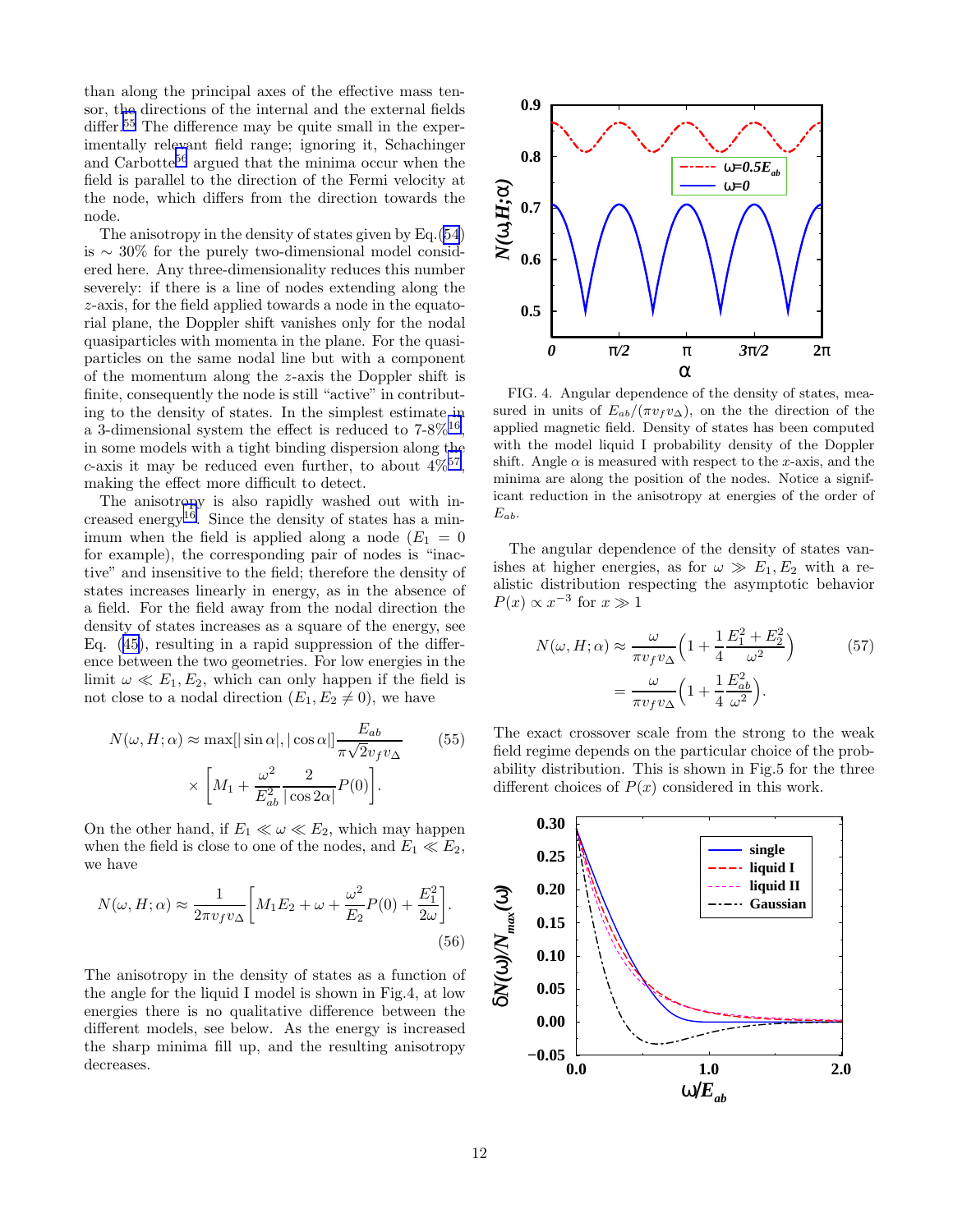than along the principal axes of the effective mass tensor, the directions of the internal and the external fields differ.[55] The difference may be quite small in the experimentally relevant field range; ignoring it, Schachinger and Carbotte[56] argued that the minima occur when the field is parallel to the direction of the Fermi velocity at the node, which differs from the direction towards the node.

The anisotropy in the density of states given by Eq.(54) is $\sim 30\%$ for the purely two-dimensional model considered here. Any three-dimensionality reduces this number severely: if there is a line of nodes extending along the $z$-axis, for the field applied towards a node in the equatorial plane, the Doppler shift vanishes only for the nodal quasiparticles with momenta in the plane. For the quasiparticles on the same nodal line but with a component of the momentum along the $z$-axis the Doppler shift is finite, consequently the node is still "active" in contributing to the density of states. In the simplest estimate in a 3-dimensional system the effect is reduced to 7-8%[16], in some models with a tight binding dispersion along the $c$-axis it may be reduced even further, to about 4%[57], making the effect more difficult to detect.

The anisotropy is also rapidly washed out with increased energy[16]. Since the density of states has a minimum when the field is applied along a node ($E_1 = 0$ for example), the corresponding pair of nodes is "inactive" and insensitive to the field; therefore the density of states increases linearly in energy, as in the absence of a field. For the field away from the nodal direction the density of states increases as a square of the energy, see Eq. (45), resulting in a rapid suppression of the difference between the two geometries. For low energies in the limit $\omega \ll E_1, E_2$, which can only happen if the field is not close to a nodal direction ($E_1, E_2 \neq 0$), we have

$$N(\omega, H; \alpha) \approx \max[|\sin\alpha|, |\cos\alpha|] \frac{E_{ab}}{\pi\sqrt{2} v_f v_\Delta} \times \left[ M_1 + \frac{\omega^2}{E_{ab}^2} \frac{2}{|\cos 2\alpha|} P(0) \right]. \tag{55}$$

On the other hand, if $E_1 \ll \omega \ll E_2$, which may happen when the field is close to one of the nodes, and $E_1 \ll E_2$, we have

$$N(\omega, H; \alpha) \approx \frac{1}{2\pi v_f v_\Delta} \left[ M_1 E_2 + \omega + \frac{\omega^2}{E_2} P(0) + \frac{E_1^2}{2\omega} \right]. \tag{56}$$

The anisotropy in the density of states as a function of the angle for the liquid I model is shown in Fig.4, at low energies there is no qualitative difference between the different models, see below. As the energy is increased the sharp minima fill up, and the resulting anisotropy decreases.

FIG. 4. Angular dependence of the density of states, measured in units of $E_{ab}/(\pi v_f v_\Delta)$, on the the direction of the applied magnetic field. Density of states has been computed with the model liquid I probability density of the Doppler shift. Angle $\alpha$ is measured with respect to the $x$-axis, and the minima are along the position of the nodes. Notice a significant reduction in the anisotropy at energies of the order of $E_{ab}$.

The angular dependence of the density of states vanishes at higher energies, as for $\omega \gg E_1, E_2$ with a realistic distribution respecting the asymptotic behavior $P(x) \propto x^{-3}$ for $x \gg 1$

$$N(\omega, H; \alpha) \approx \frac{\omega}{\pi v_f v_\Delta} \Big( 1 + \frac{1}{4} \frac{E_1^2 + E_2^2}{\omega^2} \Big) = \frac{\omega}{\pi v_f v_\Delta} \Big( 1 + \frac{1}{4} \frac{E_{ab}^2}{\omega^2} \Big). \tag{57}$$

The exact crossover scale from the strong to the weak field regime depends on the particular choice of the probability distribution. This is shown in Fig.5 for the three different choices of $P(x)$ considered in this work.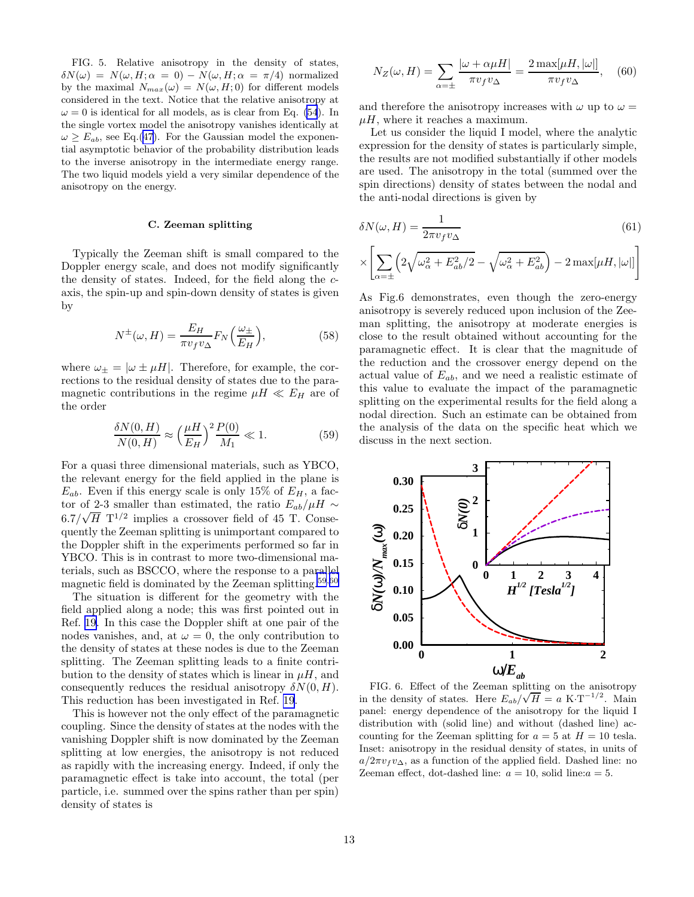FIG. 5. Relative anisotropy in the density of states, $\delta N(\omega) = N(\omega, H; \alpha = 0) - N(\omega, H; \alpha = \pi/4)$ normalized by the maximal $N_{max}(\omega) = N(\omega, H; 0)$ for different models considered in the text. Notice that the relative anisotropy at $\omega = 0$ is identical for all models, as is clear from Eq. (54). In the single vortex model the anisotropy vanishes identically at $\omega \geq E_{ab}$, see Eq.(47). For the Gaussian model the exponential asymptotic behavior of the probability distribution leads to the inverse anisotropy in the intermediate energy range. The two liquid models yield a very similar dependence of the anisotropy on the energy.

### C. Zeeman splitting

Typically the Zeeman shift is small compared to the Doppler energy scale, and does not modify significantly the density of states. Indeed, for the field along the $c$-axis, the spin-up and spin-down density of states is given by

$$N^{\pm}(\omega, H) = \frac{E_H}{\pi v_f v_\Delta} F_N\Big(\frac{\omega_\pm}{E_H}\Big), \tag{58}$$

where $\omega_\pm = |\omega \pm \mu H|$. Therefore, for example, the corrections to the residual density of states due to the paramagnetic contributions in the regime $\mu H \ll E_H$ are of the order

$$\frac{\delta N(0,H)}{N(0,H)} \approx \Big(\frac{\mu H}{E_H}\Big)^2 \frac{P(0)}{M_1} \ll 1. \tag{59}$$

For a quasi three dimensional materials, such as YBCO, the relevant energy for the field applied in the plane is $E_{ab}$. Even if this energy scale is only 15% of $E_H$, a factor of 2-3 smaller than estimated, the ratio $E_{ab}/\mu H \sim 6.7/\sqrt{H}$ $\mathrm{T}^{1/2}$ implies a crossover field of 45 T. Consequently the Zeeman splitting is unimportant compared to the Doppler shift in the experiments performed so far in YBCO. This is in contrast to more two-dimensional materials, such as BSCCO, where the response to a parallel magnetic field is dominated by the Zeeman splitting[59,60].

The situation is different for the geometry with the field applied along a node; this was first pointed out in Ref. 19. In this case the Doppler shift at one pair of the nodes vanishes, and, at $\omega = 0$, the only contribution to the density of states at these nodes is due to the Zeeman splitting. The Zeeman splitting leads to a finite contribution to the density of states which is linear in $\mu H$, and consequently reduces the residual anisotropy $\delta N(0, H)$. This reduction has been investigated in Ref. 19.

This is however not the only effect of the paramagnetic coupling. Since the density of states at the nodes with the vanishing Doppler shift is now dominated by the Zeeman splitting at low energies, the anisotropy is not reduced as rapidly with the increasing energy. Indeed, if only the paramagnetic effect is take into account, the total (per particle, i.e. summed over the spins rather than per spin) density of states is

$$N_Z(\omega, H) = \sum_{\alpha=\pm} \frac{|\omega + \alpha\mu H|}{\pi v_f v_\Delta} = \frac{2\max[\mu H, |\omega|]}{\pi v_f v_\Delta}, \tag{60}$$

and therefore the anisotropy increases with $\omega$ up to $\omega = \mu H$, where it reaches a maximum.

Let us consider the liquid I model, where the analytic expression for the density of states is particularly simple, the results are not modified substantially if other models are used. The anisotropy in the total (summed over the spin directions) density of states between the nodal and the anti-nodal directions is given by

$$\delta N(\omega, H) = \frac{1}{2\pi v_f v_\Delta} \times \Bigg[\sum_{\alpha=\pm}\Big(2\sqrt{\omega_\alpha^2 + E_{ab}^2/2} - \sqrt{\omega_\alpha^2 + E_{ab}^2}\Big) - 2\max[\mu H, |\omega|]\Bigg] \tag{61}$$

As Fig.6 demonstrates, even though the zero-energy anisotropy is severely reduced upon inclusion of the Zeeman splitting, the anisotropy at moderate energies is close to the result obtained without accounting for the paramagnetic effect. It is clear that the magnitude of the reduction and the crossover energy depend on the actual value of $E_{ab}$, and we need a realistic estimate of this value to evaluate the impact of the paramagnetic splitting on the experimental results for the field along a nodal direction. Such an estimate can be obtained from the analysis of the data on the specific heat which we discuss in the next section.

FIG. 6. Effect of the Zeeman splitting on the anisotropy in the density of states. Here $E_{ab}/\sqrt{H} = a$ $\mathrm{K}\cdot\mathrm{T}^{-1/2}$. Main panel: energy dependence of the anisotropy for the liquid I distribution with (solid line) and without (dashed line) accounting for the Zeeman splitting for $a = 5$ at $H = 10$ tesla. Inset: anisotropy in the residual density of states, in units of $a/2\pi v_f v_\Delta$, as a function of the applied field. Dashed line: no Zeeman effect, dot-dashed line: $a = 10$, solid line:$a = 5$.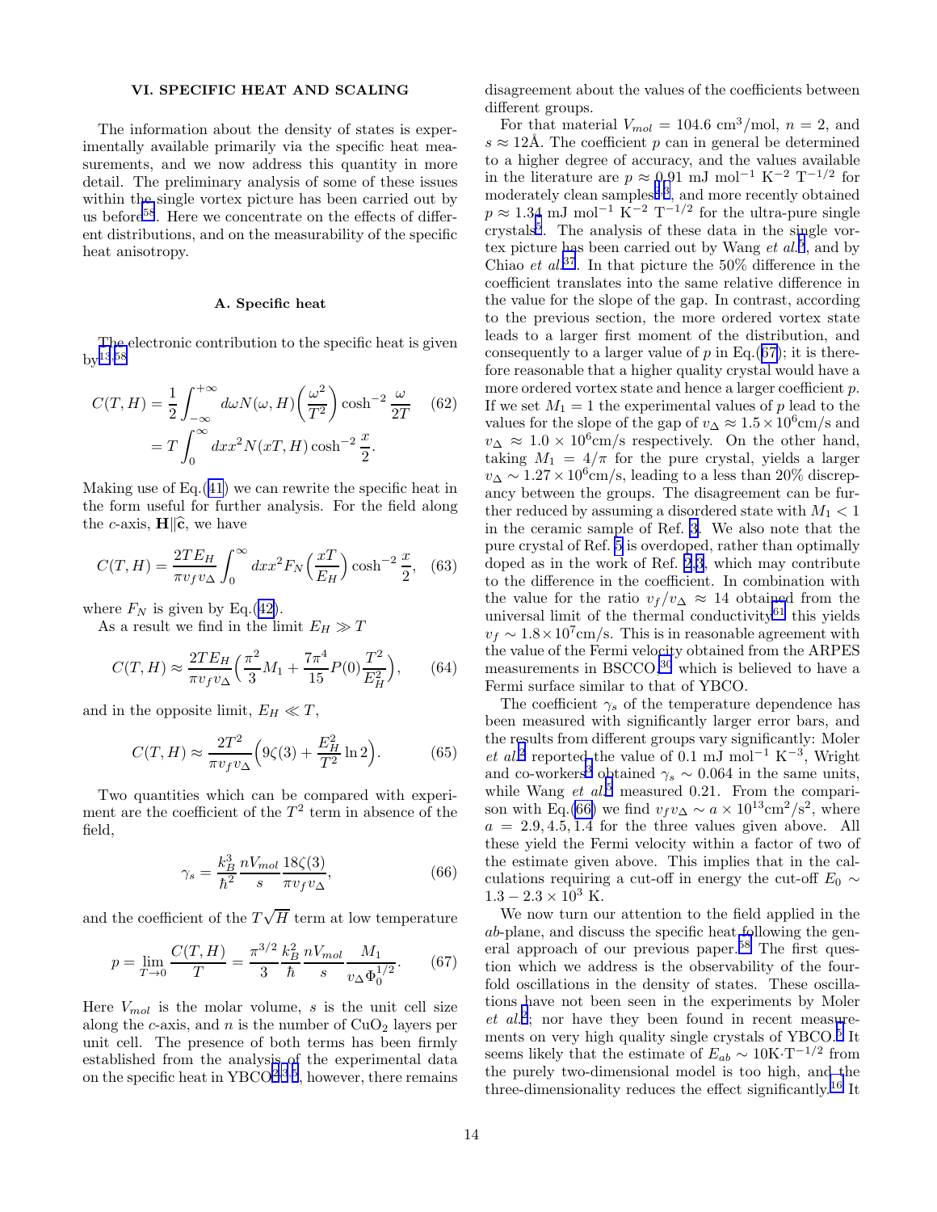## VI. SPECIFIC HEAT AND SCALING

The information about the density of states is experimentally available primarily via the specific heat measurements, and we now address this quantity in more detail. The preliminary analysis of some of these issues within the single vortex picture has been carried out by us before[58]. Here we concentrate on the effects of different distributions, and on the measurability of the specific heat anisotropy.

### A. Specific heat

The electronic contribution to the specific heat is given by[13,58]

$$C(T,H) = \frac{1}{2}\int_{-\infty}^{+\infty} d\omega N(\omega,H)\Big(\frac{\omega^2}{T^2}\Big)\cosh^{-2}\frac{\omega}{2T} \quad (62)$$
$$= T\int_0^{\infty} dx x^2 N(xT,H)\cosh^{-2}\frac{x}{2}.$$

Making use of Eq.(41) we can rewrite the specific heat in the form useful for further analysis. For the field along the $c$-axis, $\mathbf{H}\|\widehat{\mathbf{c}}$, we have

$$C(T,H) = \frac{2TE_H}{\pi v_f v_\Delta}\int_0^{\infty} dx x^2 F_N\Big(\frac{xT}{E_H}\Big)\cosh^{-2}\frac{x}{2}, \quad (63)$$

where $F_N$ is given by Eq.(42).

As a result we find in the limit $E_H \gg T$

$$C(T,H) \approx \frac{2TE_H}{\pi v_f v_\Delta}\Big(\frac{\pi^2}{3}M_1 + \frac{7\pi^4}{15}P(0)\frac{T^2}{E_H^2}\Big), \quad (64)$$

and in the opposite limit, $E_H \ll T$,

$$C(T,H) \approx \frac{2T^2}{\pi v_f v_\Delta}\Big(9\zeta(3) + \frac{E_H^2}{T^2}\ln 2\Big). \quad (65)$$

Two quantities which can be compared with experiment are the coefficient of the $T^2$ term in absence of the field,

$$\gamma_s = \frac{k_B^3}{\hbar^2}\frac{nV_{mol}}{s}\frac{18\zeta(3)}{\pi v_f v_\Delta}, \quad (66)$$

and the coefficient of the $T\sqrt{H}$ term at low temperature

$$p = \lim_{T\to 0}\frac{C(T,H)}{T} = \frac{\pi^{3/2}}{3}\frac{k_B^2}{\hbar}\frac{nV_{mol}}{s}\frac{M_1}{v_\Delta \Phi_0^{1/2}}. \quad (67)$$

Here $V_{mol}$ is the molar volume, $s$ is the unit cell size along the $c$-axis, and $n$ is the number of $CuO_2$ layers per unit cell. The presence of both terms has firmly established from the analysis of the experimental data on the specific heat in YBCO[2,3,5], however, there remains disagreement about the values of the coefficients between different groups.

For that material $V_{mol} = 104.6$ cm$^3$/mol, $n = 2$, and $s \approx 12$Å. The coefficient $p$ can in general be determined to a higher degree of accuracy, and the values available in the literature are $p \approx 0.91$ mJ mol$^{-1}$ K$^{-2}$ T$^{-1/2}$ for moderately clean samples[2,3], and more recently obtained $p \approx 1.34$ mJ mol$^{-1}$ K$^{-2}$ T$^{-1/2}$ for the ultra-pure single crystals[5]. The analysis of these data in the single vortex picture has been carried out by Wang *et al.*[5], and by Chiao *et al.*[37]. In that picture the 50% difference in the coefficient translates into the same relative difference in the value for the slope of the gap. In contrast, according to the previous section, the more ordered vortex state leads to a larger first moment of the distribution, and consequently to a larger value of $p$ in Eq.(67); it is therefore reasonable that a higher quality crystal would have a more ordered vortex state and hence a larger coefficient $p$. If we set $M_1 = 1$ the experimental values of $p$ lead to the values for the slope of the gap of $v_\Delta \approx 1.5\times 10^6$cm/s and $v_\Delta \approx 1.0\times 10^6$cm/s respectively. On the other hand, taking $M_1 = 4/\pi$ for the pure crystal, yields a larger $v_\Delta \sim 1.27\times 10^6$cm/s, leading to a less than 20% discrepancy between the groups. The disagreement can be further reduced by assuming a disordered state with $M_1 < 1$ in the ceramic sample of Ref. 3. We also note that the pure crystal of Ref. 5 is overdoped, rather than optimally doped as in the work of Ref. 2,3, which may contribute to the difference in the coefficient. In combination with the value for the ratio $v_f/v_\Delta \approx 14$ obtained from the universal limit of the thermal conductivity[61] this yields $v_f \sim 1.8\times 10^7$cm/s. This is in reasonable agreement with the value of the Fermi velocity obtained from the ARPES measurements in BSCCO,[30] which is believed to have a Fermi surface similar to that of YBCO.

The coefficient $\gamma_s$ of the temperature dependence has been measured with significantly larger error bars, and the results from different groups vary significantly: Moler *et al.*[2] reported the value of 0.1 mJ mol$^{-1}$ K$^{-3}$, Wright and co-workers[3] obtained $\gamma_s \sim 0.064$ in the same units, while Wang *et al.*[5] measured 0.21. From the comparison with Eq.(66) we find $v_f v_\Delta \sim a\times 10^{13}$cm$^2$/s$^2$, where $a = 2.9, 4.5, 1.4$ for the three values given above. All these yield the Fermi velocity within a factor of two of the estimate given above. This implies that in the calculations requiring a cut-off in energy the cut-off $E_0 \sim 1.3 - 2.3\times 10^3$ K.

We now turn our attention to the field applied in the $ab$-plane, and discuss the specific heat following the general approach of our previous paper.[58] The first question which we address is the observability of the four-fold oscillations in the density of states. These oscillations have not been seen in the experiments by Moler *et al.*[2]; nor have they been found in recent measurements on very high quality single crystals of YBCO.[5] It seems likely that the estimate of $E_{ab} \sim 10$K$\cdot$T$^{-1/2}$ from the purely two-dimensional model is too high, and the three-dimensionality reduces the effect significantly.[16] It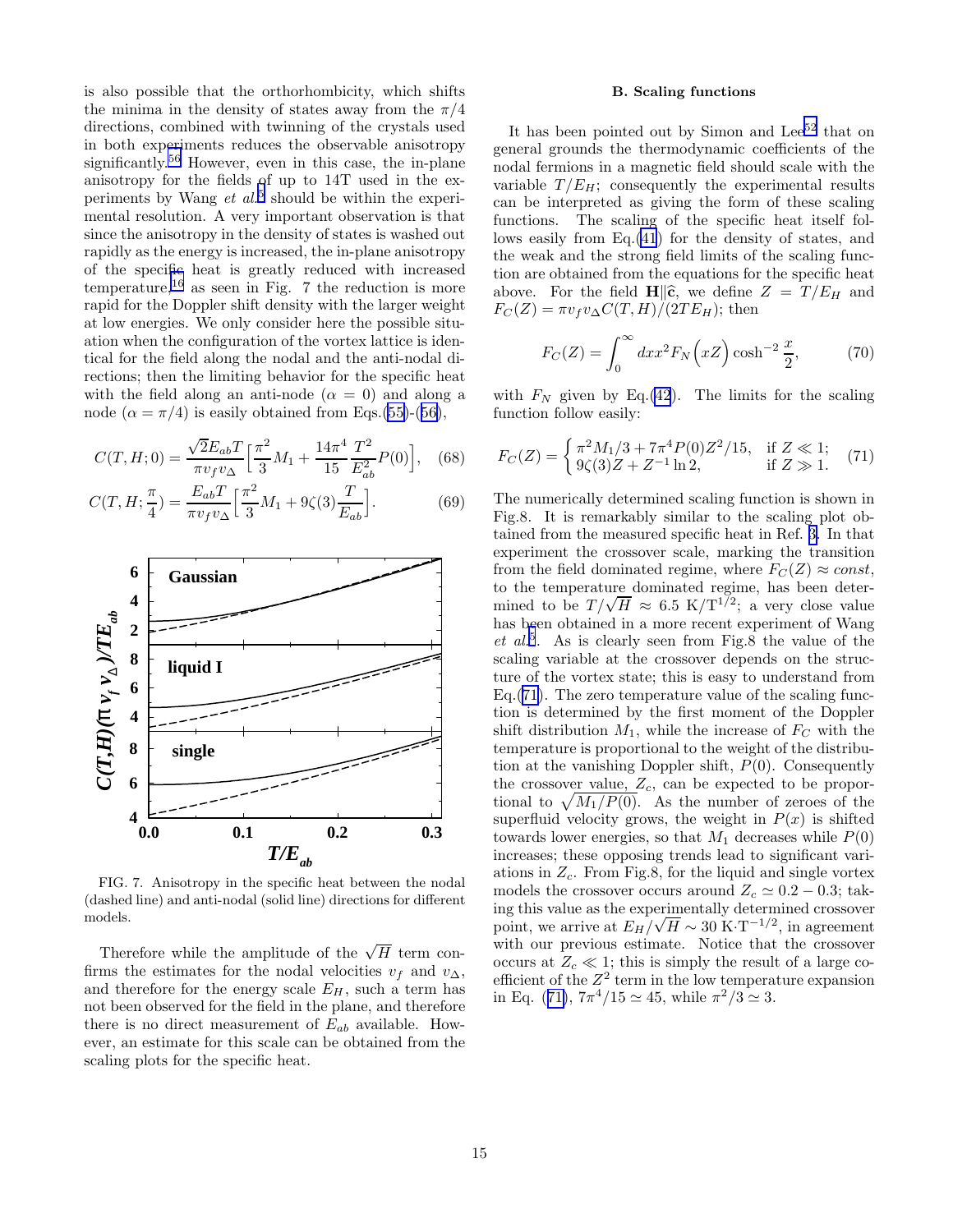is also possible that the orthorhombicity, which shifts the minima in the density of states away from the $\pi/4$ directions, combined with twinning of the crystals used in both experiments reduces the observable anisotropy significantly.[56] However, even in this case, the in-plane anisotropy for the fields of up to 14T used in the experiments by Wang *et al.*[5] should be within the experimental resolution. A very important observation is that since the anisotropy in the density of states is washed out rapidly as the energy is increased, the in-plane anisotropy of the specific heat is greatly reduced with increased temperature,[16] as seen in Fig. 7 the reduction is more rapid for the Doppler shift density with the larger weight at low energies. We only consider here the possible situation when the configuration of the vortex lattice is identical for the field along the nodal and the anti-nodal directions; then the limiting behavior for the specific heat with the field along an anti-node ($\alpha = 0$) and along a node ($\alpha = \pi/4$) is easily obtained from Eqs.(55)-(56),

$$C(T, H; 0) = \frac{\sqrt{2}E_{ab}T}{\pi v_f v_\Delta}\Big[\frac{\pi^2}{3}M_1 + \frac{14\pi^4}{15}\frac{T^2}{E_{ab}^2}P(0)\Big], \quad (68)$$

$$C(T, H; \frac{\pi}{4}) = \frac{E_{ab}T}{\pi v_f v_\Delta}\Big[\frac{\pi^2}{3}M_1 + 9\zeta(3)\frac{T}{E_{ab}}\Big]. \quad (69)$$

FIG. 7. Anisotropy in the specific heat between the nodal (dashed line) and anti-nodal (solid line) directions for different models.

Therefore while the amplitude of the $\sqrt{H}$ term confirms the estimates for the nodal velocities $v_f$ and $v_\Delta$, and therefore for the energy scale $E_H$, such a term has not been observed for the field in the plane, and therefore there is no direct measurement of $E_{ab}$ available. However, an estimate for this scale can be obtained from the scaling plots for the specific heat.

### B. Scaling functions

It has been pointed out by Simon and Lee[52] that on general grounds the thermodynamic coefficients of the nodal fermions in a magnetic field should scale with the variable $T/E_H$; consequently the experimental results can be interpreted as giving the form of these scaling functions. The scaling of the specific heat itself follows easily from Eq.(41) for the density of states, and the weak and the strong field limits of the scaling function are obtained from the equations for the specific heat above. For the field $\mathbf{H}\|\hat{\mathbf{c}}$, we define $Z = T/E_H$ and $F_C(Z) = \pi v_f v_\Delta C(T, H)/(2TE_H)$; then

$$F_C(Z) = \int_0^\infty dx x^2 F_N\Big(xZ\Big)\cosh^{-2}\frac{x}{2}, \quad (70)$$

with $F_N$ given by Eq.(42). The limits for the scaling function follow easily:

$$F_C(Z) = \begin{cases} \pi^2 M_1/3 + 7\pi^4 P(0)Z^2/15, & \text{if } Z \ll 1; \\ 9\zeta(3)Z + Z^{-1}\ln 2, & \text{if } Z \gg 1. \end{cases} \quad (71)$$

The numerically determined scaling function is shown in Fig.8. It is remarkably similar to the scaling plot obtained from the measured specific heat in Ref. 3. In that experiment the crossover scale, marking the transition from the field dominated regime, where $F_C(Z) \approx const$, to the temperature dominated regime, has been determined to be $T/\sqrt{H} \approx 6.5$ K/T$^{1/2}$; a very close value has been obtained in a more recent experiment of Wang *et al.*[5]. As is clearly seen from Fig.8 the value of the scaling variable at the crossover depends on the structure of the vortex state; this is easy to understand from Eq.(71). The zero temperature value of the scaling function is determined by the first moment of the Doppler shift distribution $M_1$, while the increase of $F_C$ with the temperature is proportional to the weight of the distribution at the vanishing Doppler shift, $P(0)$. Consequently the crossover value, $Z_c$, can be expected to be proportional to $\sqrt{M_1/P(0)}$. As the number of zeroes of the superfluid velocity grows, the weight in $P(x)$ is shifted towards lower energies, so that $M_1$ decreases while $P(0)$ increases; these opposing trends lead to significant variations in $Z_c$. From Fig.8, for the liquid and single vortex models the crossover occurs around $Z_c \simeq 0.2 - 0.3$; taking this value as the experimentally determined crossover point, we arrive at $E_H/\sqrt{H} \sim 30$ K$\cdot$T$^{-1/2}$, in agreement with our previous estimate. Notice that the crossover occurs at $Z_c \ll 1$; this is simply the result of a large coefficient of the $Z^2$ term in the low temperature expansion in Eq. (71), $7\pi^4/15 \simeq 45$, while $\pi^2/3 \simeq 3$.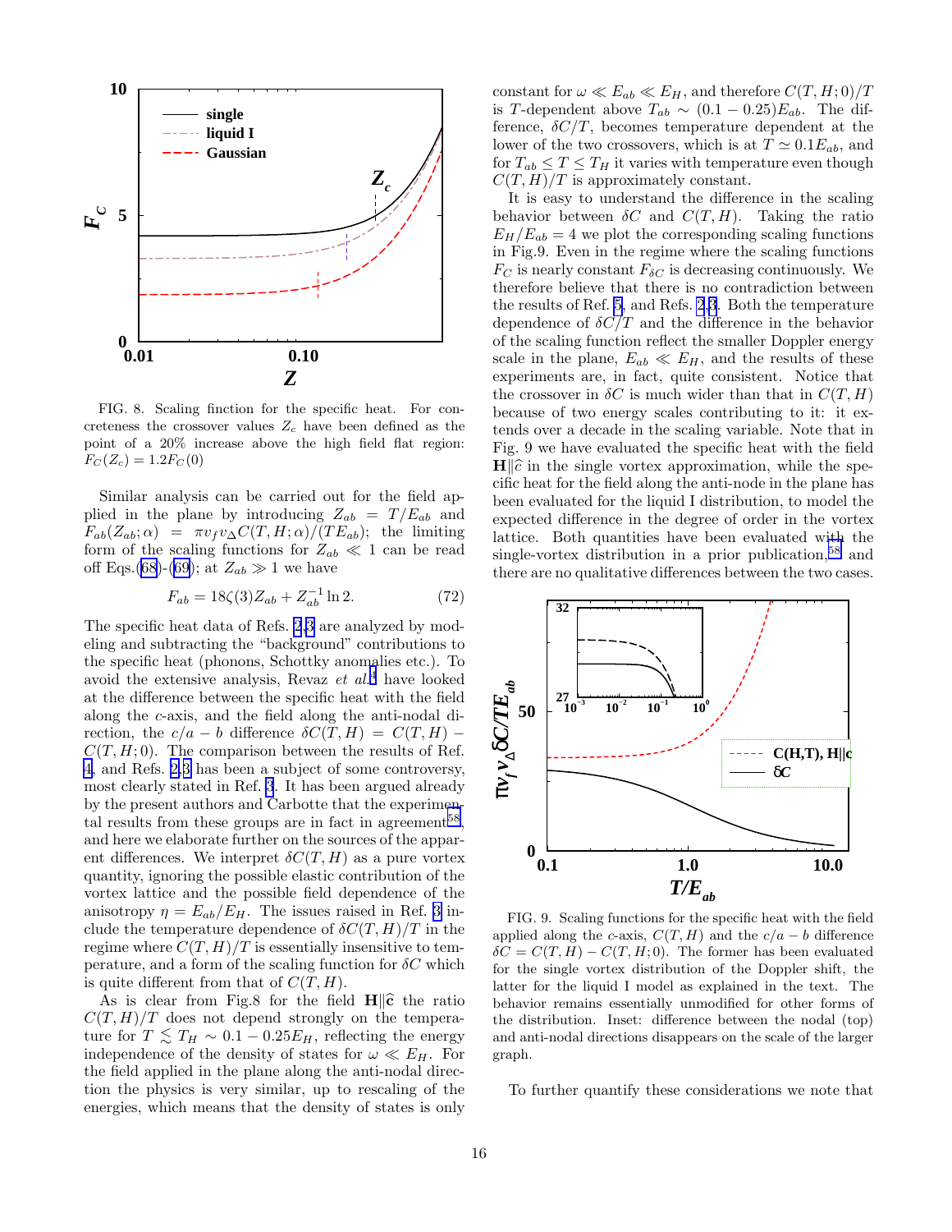FIG. 8. Scaling finction for the specific heat. For concreteness the crossover values $Z_c$ have been defined as the point of a 20% increase above the high field flat region: $F_C(Z_c) = 1.2 F_C(0)$

Similar analysis can be carried out for the field applied in the plane by introducing $Z_{ab} = T/E_{ab}$ and $F_{ab}(Z_{ab}; \alpha) = \pi v_f v_\Delta C(T, H; \alpha)/(T E_{ab})$; the limiting form of the scaling functions for $Z_{ab} \ll 1$ can be read off Eqs.(68)-(69); at $Z_{ab} \gg 1$ we have

$$F_{ab} = 18\zeta(3) Z_{ab} + Z_{ab}^{-1} \ln 2. \qquad (72)$$

The specific heat data of Refs. 2,3 are analyzed by modeling and subtracting the "background" contributions to the specific heat (phonons, Schottky anomalies etc.). To avoid the extensive analysis, Revaz *et al.*[4] have looked at the difference between the specific heat with the field along the $c$-axis, and the field along the anti-nodal direction, the $c/a - b$ difference $\delta C(T, H) = C(T, H) - C(T, H; 0)$. The comparison between the results of Ref. 4, and Refs. 2,3 has been a subject of some controversy, most clearly stated in Ref. 3. It has been argued already by the present authors and Carbotte that the experimental results from these groups are in fact in agreement[58], and here we elaborate further on the sources of the apparent differences. We interpret $\delta C(T, H)$ as a pure vortex quantity, ignoring the possible elastic contribution of the vortex lattice and the possible field dependence of the anisotropy $\eta = E_{ab}/E_H$. The issues raised in Ref. 3 include the temperature dependence of $\delta C(T, H)/T$ in the regime where $C(T, H)/T$ is essentially insensitive to temperature, and a form of the scaling function for $\delta C$ which is quite different from that of $C(T, H)$.

As is clear from Fig.8 for the field $\mathbf{H} \| \hat{\mathbf{c}}$ the ratio $C(T, H)/T$ does not depend strongly on the temperature for $T \lesssim T_H \sim 0.1 - 0.25 E_H$, reflecting the energy independence of the density of states for $\omega \ll E_H$. For the field applied in the plane along the anti-nodal direction the physics is very similar, up to rescaling of the energies, which means that the density of states is only constant for $\omega \ll E_{ab} \ll E_H$, and therefore $C(T, H; 0)/T$ is $T$-dependent above $T_{ab} \sim (0.1 - 0.25) E_{ab}$. The difference, $\delta C/T$, becomes temperature dependent at the lower of the two crossovers, which is at $T \simeq 0.1 E_{ab}$, and for $T_{ab} \leq T \leq T_H$ it varies with temperature even though $C(T, H)/T$ is approximately constant.

It is easy to understand the difference in the scaling behavior between $\delta C$ and $C(T, H)$. Taking the ratio $E_H/E_{ab} = 4$ we plot the corresponding scaling functions in Fig.9. Even in the regime where the scaling functions $F_C$ is nearly constant $F_{\delta C}$ is decreasing continuously. We therefore believe that there is no contradiction between the results of Ref. 5, and Refs. 2,3. Both the temperature dependence of $\delta C/T$ and the difference in the behavior of the scaling function reflect the smaller Doppler energy scale in the plane, $E_{ab} \ll E_H$, and the results of these experiments are, in fact, quite consistent. Notice that the crossover in $\delta C$ is much wider than that in $C(T, H)$ because of two energy scales contributing to it: it extends over a decade in the scaling variable. Note that in Fig. 9 we have evaluated the specific heat with the field $\mathbf{H} \| \hat{c}$ in the single vortex approximation, while the specific heat for the field along the anti-node in the plane has been evaluated for the liquid I distribution, to model the expected difference in the degree of order in the vortex lattice. Both quantities have been evaluated with the single-vortex distribution in a prior publication,[58] and there are no qualitative differences between the two cases.

FIG. 9. Scaling functions for the specific heat with the field applied along the $c$-axis, $C(T, H)$ and the $c/a - b$ difference $\delta C = C(T, H) - C(T, H; 0)$. The former has been evaluated for the single vortex distribution of the Doppler shift, the latter for the liquid I model as explained in the text. The behavior remains essentially unmodified for other forms of the distribution. Inset: difference between the nodal (top) and anti-nodal directions disappears on the scale of the larger graph.

To further quantify these considerations we note that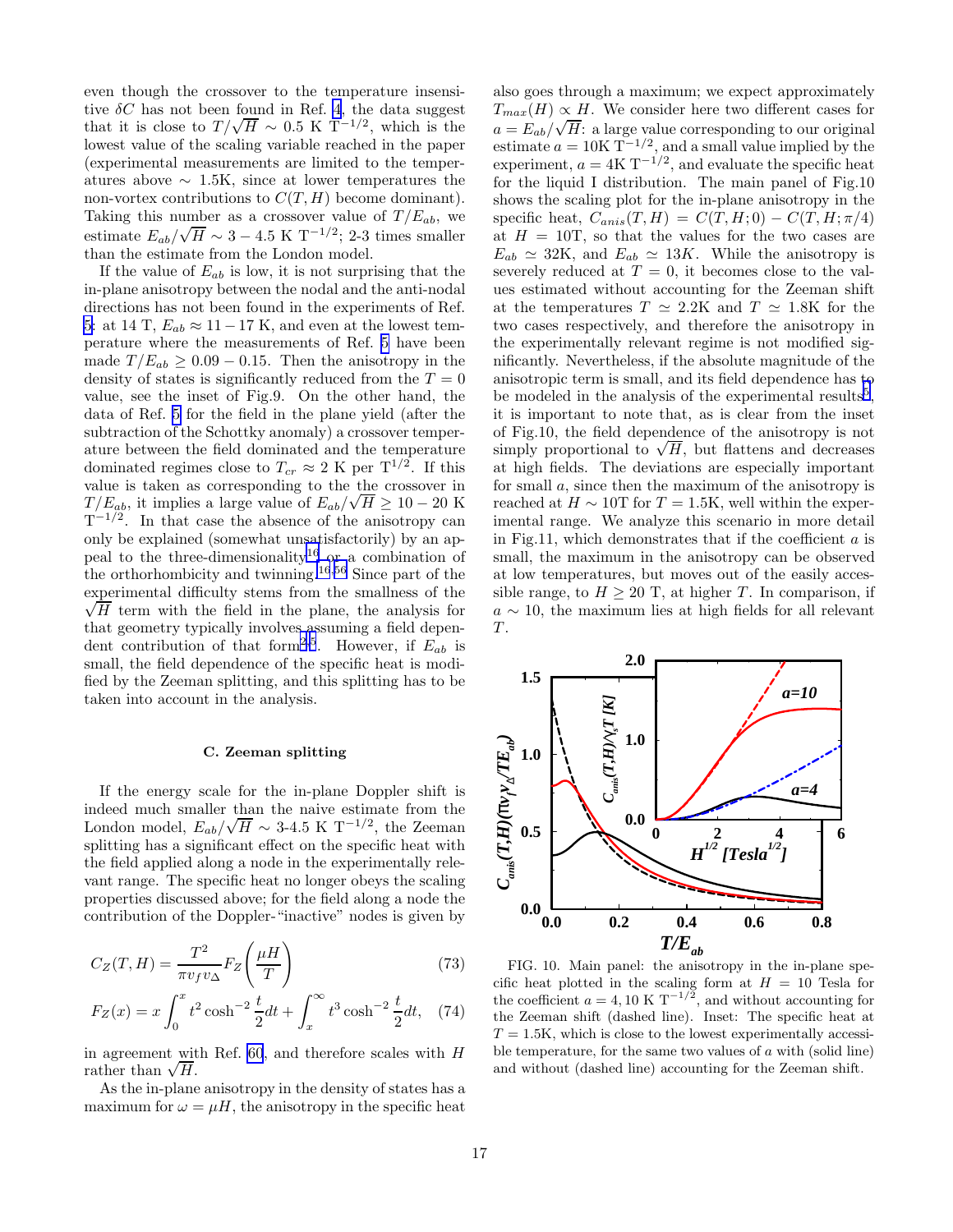even though the crossover to the temperature insensitive $\delta C$ has not been found in Ref. [4], the data suggest that it is close to $T/\sqrt{H} \sim 0.5$ K T$^{-1/2}$, which is the lowest value of the scaling variable reached in the paper (experimental measurements are limited to the temperatures above $\sim 1.5$K, since at lower temperatures the non-vortex contributions to $C(T, H)$ become dominant). Taking this number as a crossover value of $T/E_{ab}$, we estimate $E_{ab}/\sqrt{H} \sim 3 - 4.5$ K T$^{-1/2}$; 2-3 times smaller than the estimate from the London model.

If the value of $E_{ab}$ is low, it is not surprising that the in-plane anisotropy between the nodal and the anti-nodal directions has not been found in the experiments of Ref. [5]: at 14 T, $E_{ab} \approx 11 - 17$ K, and even at the lowest temperature where the measurements of Ref. [5] have been made $T/E_{ab} \geq 0.09 - 0.15$. Then the anisotropy in the density of states is significantly reduced from the $T = 0$ value, see the inset of Fig.9. On the other hand, the data of Ref. [5] for the field in the plane yield (after the subtraction of the Schottky anomaly) a crossover temperature between the field dominated and the temperature dominated regimes close to $T_{cr} \approx 2$ K per T$^{1/2}$. If this value is taken as corresponding to the the crossover in $T/E_{ab}$, it implies a large value of $E_{ab}/\sqrt{H} \geq 10 - 20$ K T$^{-1/2}$. In that case the absence of the anisotropy can only be explained (somewhat unsatisfactorily) by an appeal to the three-dimensionality[16] or a combination of the orthorhombicity and twinning.[16,56] Since part of the experimental difficulty stems from the smallness of the $\sqrt{H}$ term with the field in the plane, the analysis for that geometry typically involves assuming a field dependent contribution of that form[2,5]. However, if $E_{ab}$ is small, the field dependence of the specific heat is modified by the Zeeman splitting, and this splitting has to be taken into account in the analysis.

### C. Zeeman splitting

If the energy scale for the in-plane Doppler shift is indeed much smaller than the naive estimate from the London model, $E_{ab}/\sqrt{H} \sim$ 3-4.5 K T$^{-1/2}$, the Zeeman splitting has a significant effect on the specific heat with the field applied along a node in the experimentally relevant range. The specific heat no longer obeys the scaling properties discussed above; for the field along a node the contribution of the Doppler-"inactive" nodes is given by

$$C_Z(T, H) = \frac{T^2}{\pi v_f v_\Delta} F_Z\left(\frac{\mu H}{T}\right) \tag{73}$$

$$F_Z(x) = x \int_0^x t^2 \cosh^{-2}\frac{t}{2} dt + \int_x^\infty t^3 \cosh^{-2}\frac{t}{2} dt, \tag{74}$$

in agreement with Ref. [60], and therefore scales with $H$ rather than $\sqrt{H}$.

As the in-plane anisotropy in the density of states has a maximum for $\omega = \mu H$, the anisotropy in the specific heat also goes through a maximum; we expect approximately $T_{max}(H) \propto H$. We consider here two different cases for $a = E_{ab}/\sqrt{H}$: a large value corresponding to our original estimate $a = 10$K T$^{-1/2}$, and a small value implied by the experiment, $a = 4$K T$^{-1/2}$, and evaluate the specific heat for the liquid I distribution. The main panel of Fig.10 shows the scaling plot for the in-plane anisotropy in the specific heat, $C_{anis}(T, H) = C(T, H; 0) - C(T, H; \pi/4)$ at $H = 10$T, so that the values for the two cases are $E_{ab} \simeq 32$K, and $E_{ab} \simeq 13K$. While the anisotropy is severely reduced at $T = 0$, it becomes close to the values estimated without accounting for the Zeeman shift at the temperatures $T \simeq 2.2$K and $T \simeq 1.8$K for the two cases respectively, and therefore the anisotropy in the experimentally relevant regime is not modified significantly. Nevertheless, if the absolute magnitude of the anisotropic term is small, and its field dependence has to be modeled in the analysis of the experimental results[5], it is important to note that, as is clear from the inset of Fig.10, the field dependence of the anisotropy is not simply proportional to $\sqrt{H}$, but flattens and decreases at high fields. The deviations are especially important for small $a$, since then the maximum of the anisotropy is reached at $H \sim 10$T for $T = 1.5$K, well within the experimental range. We analyze this scenario in more detail in Fig.11, which demonstrates that if the coefficient $a$ is small, the maximum in the anisotropy can be observed at low temperatures, but moves out of the easily accessible range, to $H \geq 20$ T, at higher $T$. In comparison, if $a \sim 10$, the maximum lies at high fields for all relevant $T$.

FIG. 10. Main panel: the anisotropy in the in-plane specific heat plotted in the scaling form at $H = 10$ Tesla for the coefficient $a = 4, 10$ K T$^{-1/2}$, and without accounting for the Zeeman shift (dashed line). Inset: The specific heat at $T = 1.5$K, which is close to the lowest experimentally accessible temperature, for the same two values of $a$ with (solid line) and without (dashed line) accounting for the Zeeman shift.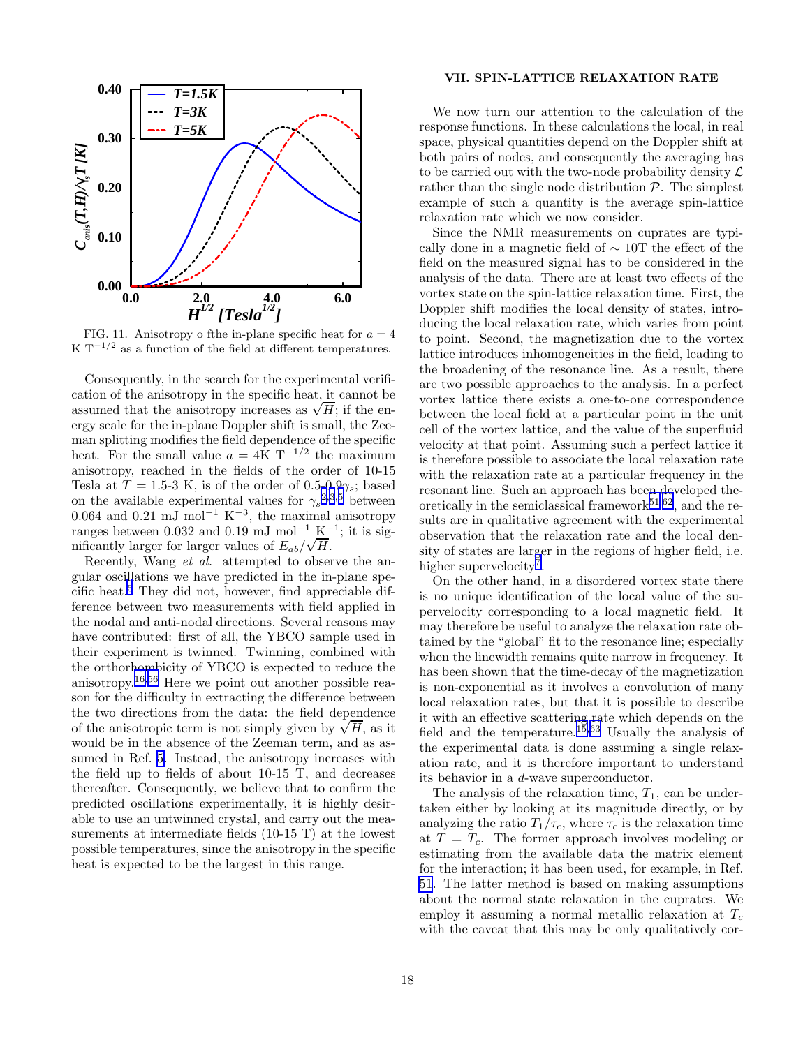FIG. 11. Anisotropy o fthe in-plane specific heat for $a = 4$ K T$^{-1/2}$ as a function of the field at different temperatures.

Consequently, in the search for the experimental verification of the anisotropy in the specific heat, it cannot be assumed that the anisotropy increases as $\sqrt{H}$; if the energy scale for the in-plane Doppler shift is small, the Zeeman splitting modifies the field dependence of the specific heat. For the small value $a = 4\text{K T}^{-1/2}$ the maximum anisotropy, reached in the fields of the order of 10-15 Tesla at $T = 1.5$-3 K, is of the order of 0.5-0.9$\gamma_s$; based on the available experimental values for $\gamma_s$[2,3,5] between 0.064 and 0.21 mJ mol$^{-1}$ K$^{-3}$, the maximal anisotropy ranges between 0.032 and 0.19 mJ mol$^{-1}$ K$^{-1}$; it is significantly larger for larger values of $E_{ab}/\sqrt{H}$.

Recently, Wang *et al.* attempted to observe the angular oscillations we have predicted in the in-plane specific heat.[5] They did not, however, find appreciable difference between two measurements with field applied in the nodal and anti-nodal directions. Several reasons may have contributed: first of all, the YBCO sample used in their experiment is twinned. Twinning, combined with the orthorhombicity of YBCO is expected to reduce the anisotropy.[16,56] Here we point out another possible reason for the difficulty in extracting the difference between the two directions from the data: the field dependence of the anisotropic term is not simply given by $\sqrt{H}$, as it would be in the absence of the Zeeman term, and as assumed in Ref. 5. Instead, the anisotropy increases with the field up to fields of about 10-15 T, and decreases thereafter. Consequently, we believe that to confirm the predicted oscillations experimentally, it is highly desirable to use an untwinned crystal, and carry out the measurements at intermediate fields (10-15 T) at the lowest possible temperatures, since the anisotropy in the specific heat is expected to be the largest in this range.

## VII. SPIN-LATTICE RELAXATION RATE

We now turn our attention to the calculation of the response functions. In these calculations the local, in real space, physical quantities depend on the Doppler shift at both pairs of nodes, and consequently the averaging has to be carried out with the two-node probability density $\mathcal{L}$ rather than the single node distribution $\mathcal{P}$. The simplest example of such a quantity is the average spin-lattice relaxation rate which we now consider.

Since the NMR measurements on cuprates are typically done in a magnetic field of $\sim 10$T the effect of the field on the measured signal has to be considered in the analysis of the data. There are at least two effects of the vortex state on the spin-lattice relaxation time. First, the Doppler shift modifies the local density of states, introducing the local relaxation rate, which varies from point to point. Second, the magnetization due to the vortex lattice introduces inhomogeneities in the field, leading to the broadening of the resonance line. As a result, there are two possible approaches to the analysis. In a perfect vortex lattice there exists a one-to-one correspondence between the local field at a particular point in the unit cell of the vortex lattice, and the value of the superfluid velocity at that point. Assuming such a perfect lattice it is therefore possible to associate the local relaxation rate with the relaxation rate at a particular frequency in the resonant line. Such an approach has been developed theoretically in the semiclassical framework[51,62], and the results are in qualitative agreement with the experimental observation that the relaxation rate and the local density of states are larger in the regions of higher field, i.e. higher supervelocity[7].

On the other hand, in a disordered vortex state there is no unique identification of the local value of the supervelocity corresponding to a local magnetic field. It may therefore be useful to analyze the relaxation rate obtained by the "global" fit to the resonance line; especially when the linewidth remains quite narrow in frequency. It has been shown that the time-decay of the magnetization is non-exponential as it involves a convolution of many local relaxation rates, but that it is possible to describe it with an effective scattering rate which depends on the field and the temperature.[15,63] Usually the analysis of the experimental data is done assuming a single relaxation rate, and it is therefore important to understand its behavior in a $d$-wave superconductor.

The analysis of the relaxation time, $T_1$, can be undertaken either by looking at its magnitude directly, or by analyzing the ratio $T_1/\tau_c$, where $\tau_c$ is the relaxation time at $T = T_c$. The former approach involves modeling or estimating from the available data the matrix element for the interaction; it has been used, for example, in Ref. 51. The latter method is based on making assumptions about the normal state relaxation in the cuprates. We employ it assuming a normal metallic relaxation at $T_c$ with the caveat that this may be only qualitatively cor-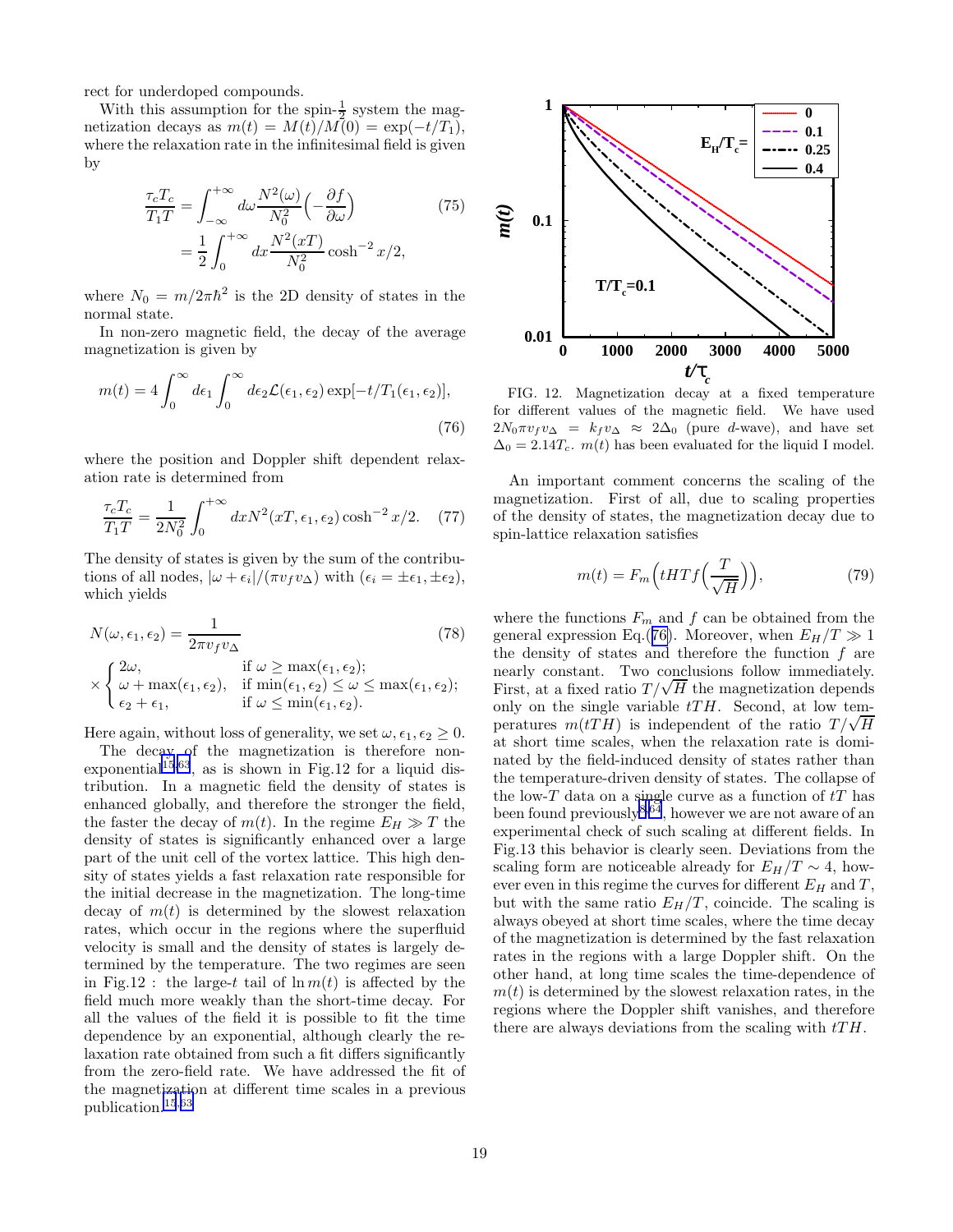rect for underdoped compounds.

With this assumption for the spin-$\frac{1}{2}$ system the magnetization decays as $m(t) = M(t)/M(0) = \exp(-t/T_1)$, where the relaxation rate in the infinitesimal field is given by

$$
\begin{aligned}
\frac{\tau_c T_c}{T_1 T} &= \int_{-\infty}^{+\infty} d\omega \frac{N^2(\omega)}{N_0^2}\Big(-\frac{\partial f}{\partial \omega}\Big) \\
&= \frac{1}{2}\int_0^{+\infty} dx \frac{N^2(xT)}{N_0^2}\cosh^{-2} x/2,
\end{aligned}
\tag{75}
$$

where $N_0 = m/2\pi\hbar^2$ is the 2D density of states in the normal state.

In non-zero magnetic field, the decay of the average magnetization is given by

$$
m(t) = 4\int_0^{\infty} d\epsilon_1 \int_0^{\infty} d\epsilon_2 \mathcal{L}(\epsilon_1,\epsilon_2)\exp[-t/T_1(\epsilon_1,\epsilon_2)],
\tag{76}
$$

where the position and Doppler shift dependent relaxation rate is determined from

$$
\frac{\tau_c T_c}{T_1 T} = \frac{1}{2N_0^2}\int_0^{+\infty} dx N^2(xT,\epsilon_1,\epsilon_2)\cosh^{-2} x/2. \tag{77}
$$

The density of states is given by the sum of the contributions of all nodes, $|\omega + \epsilon_i|/(\pi v_f v_\Delta)$ with $(\epsilon_i = \pm\epsilon_1, \pm\epsilon_2)$, which yields

$$
N(\omega,\epsilon_1,\epsilon_2) = \frac{1}{2\pi v_f v_\Delta} \tag{78}
$$

$$
\times \begin{cases} 2\omega, & \text{if } \omega \geq \max(\epsilon_1,\epsilon_2); \\ \omega + \max(\epsilon_1,\epsilon_2), & \text{if } \min(\epsilon_1,\epsilon_2) \leq \omega \leq \max(\epsilon_1,\epsilon_2); \\ \epsilon_2 + \epsilon_1, & \text{if } \omega \leq \min(\epsilon_1,\epsilon_2). \end{cases}
$$

Here again, without loss of generality, we set $\omega, \epsilon_1, \epsilon_2 \geq 0$.

The decay of the magnetization is therefore non-exponential[15,63], as is shown in Fig.12 for a liquid distribution. In a magnetic field the density of states is enhanced globally, and therefore the stronger the field, the faster the decay of $m(t)$. In the regime $E_H \gg T$ the density of states is significantly enhanced over a large part of the unit cell of the vortex lattice. This high density of states yields a fast relaxation rate responsible for the initial decrease in the magnetization. The long-time decay of $m(t)$ is determined by the slowest relaxation rates, which occur in the regions where the superfluid velocity is small and the density of states is largely determined by the temperature. The two regimes are seen in Fig.12 : the large-$t$ tail of $\ln m(t)$ is affected by the field much more weakly than the short-time decay. For all the values of the field it is possible to fit the time dependence by an exponential, although clearly the relaxation rate obtained from such a fit differs significantly from the zero-field rate. We have addressed the fit of the magnetization at different time scales in a previous publication.[15,63]

FIG. 12. Magnetization decay at a fixed temperature for different values of the magnetic field. We have used $2N_0\pi v_f v_\Delta = k_f v_\Delta \approx 2\Delta_0$ (pure $d$-wave), and have set $\Delta_0 = 2.14T_c$. $m(t)$ has been evaluated for the liquid I model.

An important comment concerns the scaling of the magnetization. First of all, due to scaling properties of the density of states, the magnetization decay due to spin-lattice relaxation satisfies

$$
m(t) = F_m\Big(tHTf\Big(\frac{T}{\sqrt{H}}\Big)\Big), \tag{79}
$$

where the functions $F_m$ and $f$ can be obtained from the general expression Eq.(76). Moreover, when $E_H/T \gg 1$ the density of states and therefore the function $f$ are nearly constant. Two conclusions follow immediately. First, at a fixed ratio $T/\sqrt{H}$ the magnetization depends only on the single variable $tTH$. Second, at low temperatures $m(tTH)$ is independent of the ratio $T/\sqrt{H}$ at short time scales, when the relaxation rate is dominated by the field-induced density of states rather than the temperature-driven density of states. The collapse of the low-$T$ data on a single curve as a function of $tT$ has been found previously[8,64], however we are not aware of an experimental check of such scaling at different fields. In Fig.13 this behavior is clearly seen. Deviations from the scaling form are noticeable already for $E_H/T \sim 4$, however even in this regime the curves for different $E_H$ and $T$, but with the same ratio $E_H/T$, coincide. The scaling is always obeyed at short time scales, where the time decay of the magnetization is determined by the fast relaxation rates in the regions with a large Doppler shift. On the other hand, at long time scales the time-dependence of $m(t)$ is determined by the slowest relaxation rates, in the regions where the Doppler shift vanishes, and therefore there are always deviations from the scaling with $tTH$.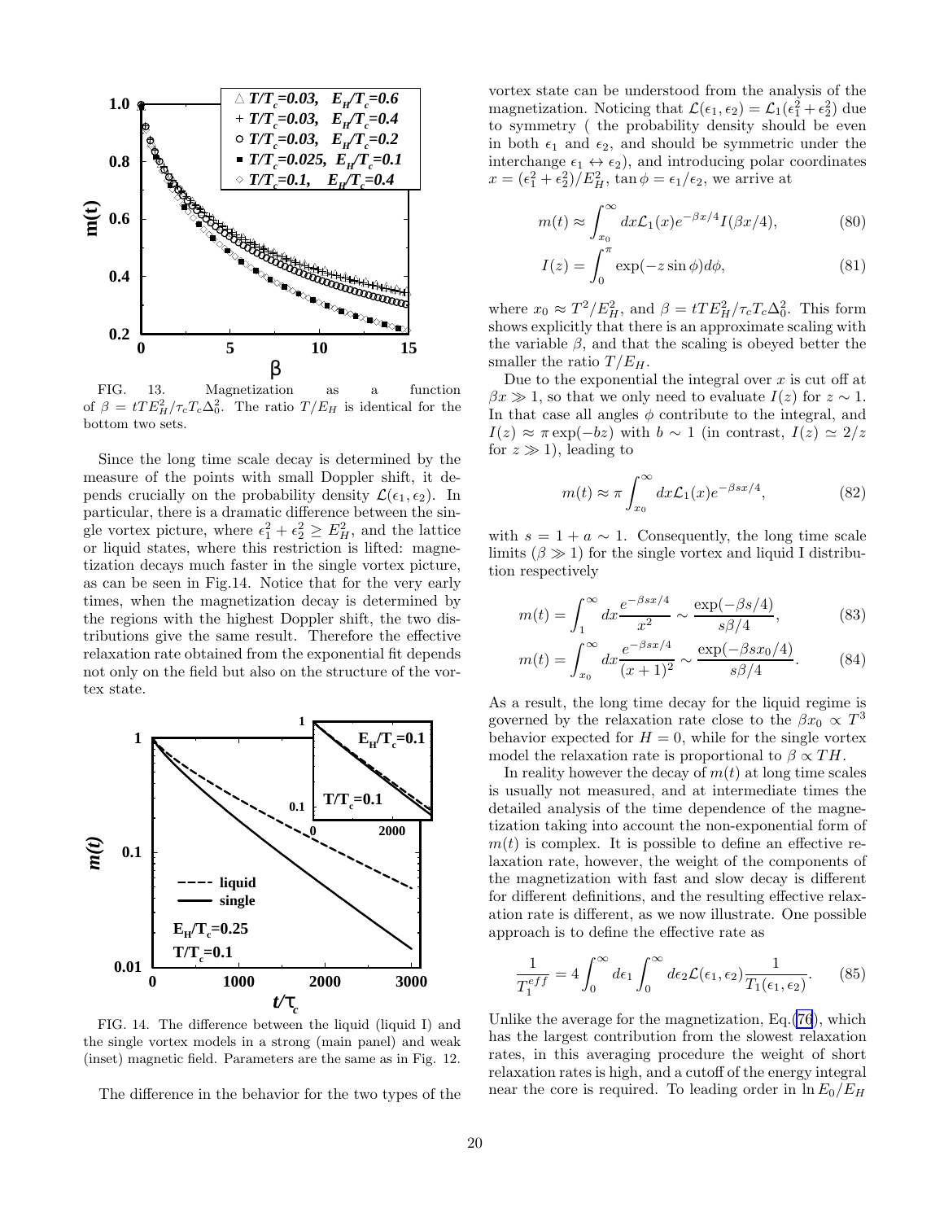FIG. 13. Magnetization as a function of $\beta = tTE_H^2/\tau_c T_c \Delta_0^2$. The ratio $T/E_H$ is identical for the bottom two sets.

Since the long time scale decay is determined by the measure of the points with small Doppler shift, it depends crucially on the probability density $\mathcal{L}(\epsilon_1, \epsilon_2)$. In particular, there is a dramatic difference between the single vortex picture, where $\epsilon_1^2 + \epsilon_2^2 \geq E_H^2$, and the lattice or liquid states, where this restriction is lifted: magnetization decays much faster in the single vortex picture, as can be seen in Fig.14. Notice that for the very early times, when the magnetization decay is determined by the regions with the highest Doppler shift, the two distributions give the same result. Therefore the effective relaxation rate obtained from the exponential fit depends not only on the field but also on the structure of the vortex state.

FIG. 14. The difference between the liquid (liquid I) and the single vortex models in a strong (main panel) and weak (inset) magnetic field. Parameters are the same as in Fig. 12.

The difference in the behavior for the two types of the vortex state can be understood from the analysis of the magnetization. Noticing that $\mathcal{L}(\epsilon_1, \epsilon_2) = \mathcal{L}_1(\epsilon_1^2 + \epsilon_2^2)$ due to symmetry ( the probability density should be even in both $\epsilon_1$ and $\epsilon_2$, and should be symmetric under the interchange $\epsilon_1 \leftrightarrow \epsilon_2$), and introducing polar coordinates $x = (\epsilon_1^2 + \epsilon_2^2)/E_H^2$, $\tan\phi = \epsilon_1/\epsilon_2$, we arrive at

$$m(t) \approx \int_{x_0}^{\infty} dx \mathcal{L}_1(x) e^{-\beta x/4} I(\beta x/4), \tag{80}$$

$$I(z) = \int_0^{\pi} \exp(-z \sin\phi) d\phi, \tag{81}$$

where $x_0 \approx T^2/E_H^2$, and $\beta = tTE_H^2/\tau_c T_c \Delta_0^2$. This form shows explicitly that there is an approximate scaling with the variable $\beta$, and that the scaling is obeyed better the smaller the ratio $T/E_H$.

Due to the exponential the integral over $x$ is cut off at $\beta x \gg 1$, so that we only need to evaluate $I(z)$ for $z \sim 1$. In that case all angles $\phi$ contribute to the integral, and $I(z) \approx \pi \exp(-bz)$ with $b \sim 1$ (in contrast, $I(z) \simeq 2/z$ for $z \gg 1$), leading to

$$m(t) \approx \pi \int_{x_0}^{\infty} dx \mathcal{L}_1(x) e^{-\beta s x/4}, \tag{82}$$

with $s = 1 + a \sim 1$. Consequently, the long time scale limits ($\beta \gg 1$) for the single vortex and liquid I distribution respectively

$$m(t) = \int_1^{\infty} dx \frac{e^{-\beta s x/4}}{x^2} \sim \frac{\exp(-\beta s/4)}{s\beta/4}, \tag{83}$$

$$m(t) = \int_{x_0}^{\infty} dx \frac{e^{-\beta s x/4}}{(x+1)^2} \sim \frac{\exp(-\beta s x_0/4)}{s\beta/4}. \tag{84}$$

As a result, the long time decay for the liquid regime is governed by the relaxation rate close to the $\beta x_0 \propto T^3$ behavior expected for $H = 0$, while for the single vortex model the relaxation rate is proportional to $\beta \propto TH$.

In reality however the decay of $m(t)$ at long time scales is usually not measured, and at intermediate times the detailed analysis of the time dependence of the magnetization taking into account the non-exponential form of $m(t)$ is complex. It is possible to define an effective relaxation rate, however, the weight of the components of the magnetization with fast and slow decay is different for different definitions, and the resulting effective relaxation rate is different, as we now illustrate. One possible approach is to define the effective rate as

$$\frac{1}{T_1^{eff}} = 4 \int_0^{\infty} d\epsilon_1 \int_0^{\infty} d\epsilon_2 \mathcal{L}(\epsilon_1, \epsilon_2) \frac{1}{T_1(\epsilon_1, \epsilon_2)}. \tag{85}$$

Unlike the average for the magnetization, Eq.(76), which has the largest contribution from the slowest relaxation rates, in this averaging procedure the weight of short relaxation rates is high, and a cutoff of the energy integral near the core is required. To leading order in $\ln E_0/E_H$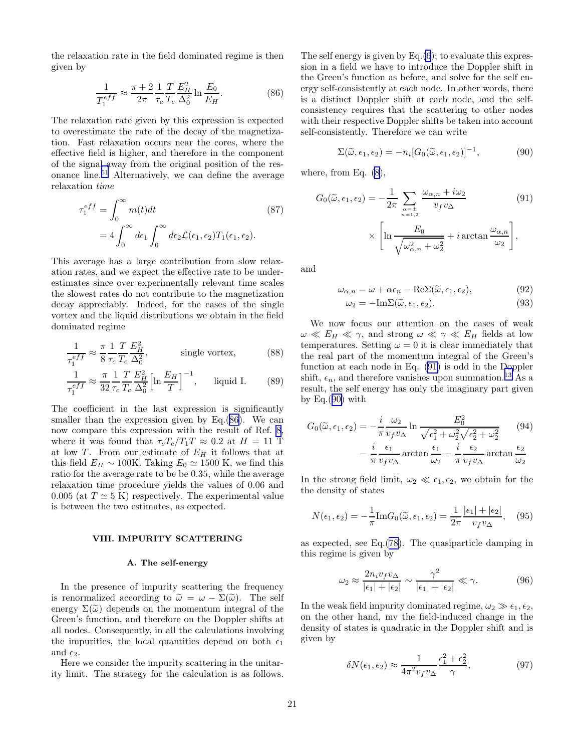the relaxation rate in the field dominated regime is then given by

$$\frac{1}{T_1^{eff}} \approx \frac{\pi+2}{2\pi}\frac{1}{\tau_c}\frac{T}{T_c}\frac{E_H^2}{\Delta_0^2}\ln\frac{E_0}{E_H}. \tag{86}$$

The relaxation rate given by this expression is expected to overestimate the rate of the decay of the magnetization. Fast relaxation occurs near the cores, where the effective field is higher, and therefore in the component of the signal away from the original position of the resonance line.[51] Alternatively, we can define the average relaxation *time*

$$\begin{aligned}\tau_1^{eff} &= \int_0^\infty m(t)dt \\ &= 4\int_0^\infty d\epsilon_1\int_0^\infty d\epsilon_2 \mathcal{L}(\epsilon_1,\epsilon_2)T_1(\epsilon_1,\epsilon_2).\end{aligned} \tag{87}$$

This average has a large contribution from slow relaxation rates, and we expect the effective rate to be underestimates since over experimentally relevant time scales the slowest rates do not contribute to the magnetization decay appreciably. Indeed, for the cases of the single vortex and the liquid distributions we obtain in the field dominated regime

$$\frac{1}{\tau_1^{eff}} \approx \frac{\pi}{8}\frac{1}{\tau_c}\frac{T}{T_c}\frac{E_H^2}{\Delta_0^2}, \qquad \text{single vortex,} \tag{88}$$

$$\frac{1}{\tau_1^{eff}} \approx \frac{\pi}{32}\frac{1}{\tau_c}\frac{T}{T_c}\frac{E_H^2}{\Delta_0^2}\Big[\ln\frac{E_H}{T}\Big]^{-1}, \qquad \text{liquid I.} \tag{89}$$

The coefficient in the last expression is significantly smaller than the expression given by Eq.(86). We can now compare this expression with the result of Ref. 8, where it was found that $\tau_c T_c/T_1 T \approx 0.2$ at $H = 11$ T at low $T$. From our estimate of $E_H$ it follows that at this field $E_H \sim 100$K. Taking $E_0 \simeq 1500$ K, we find this ratio for the average rate to be be 0.35, while the average relaxation time procedure yields the values of 0.06 and 0.005 (at $T \simeq 5$ K) respectively. The experimental value is between the two estimates, as expected.

## VIII. IMPURITY SCATTERING

### A. The self-energy

In the presence of impurity scattering the frequency is renormalized according to $\widetilde{\omega} = \omega - \Sigma(\widetilde{\omega})$. The self energy $\Sigma(\widetilde{\omega})$ depends on the momentum integral of the Green's function, and therefore on the Doppler shifts at all nodes. Consequently, in all the calculations involving the impurities, the local quantities depend on both $\epsilon_1$ and $\epsilon_2$.

Here we consider the impurity scattering in the unitarity limit. The strategy for the calculation is as follows. The self energy is given by Eq.(6); to evaluate this expression in a field we have to introduce the Doppler shift in the Green's function as before, and solve for the self energy self-consistently at each node. In other words, there is a distinct Doppler shift at each node, and the self-consistency requires that the scattering to other nodes with their respective Doppler shifts be taken into account self-consistently. Therefore we can write

$$\Sigma(\widetilde{\omega},\epsilon_1,\epsilon_2) = -n_i[G_0(\widetilde{\omega},\epsilon_1,\epsilon_2)]^{-1}, \tag{90}$$

where, from Eq. (8),

$$G_0(\widetilde{\omega},\epsilon_1,\epsilon_2) = -\frac{1}{2\pi}\sum_{\substack{\alpha=\pm\\ n=1,2}}\frac{\omega_{\alpha,n}+i\omega_2}{v_f v_\Delta} \times\Bigg[\ln\frac{E_0}{\sqrt{\omega_{\alpha,n}^2+\omega_2^2}} + i\arctan\frac{\omega_{\alpha,n}}{\omega_2}\Bigg], \tag{91}$$

and

$$\omega_{\alpha,n} = \omega + \alpha\epsilon_n - \mathrm{Re}\Sigma(\widetilde{\omega},\epsilon_1,\epsilon_2), \tag{92}$$

$$\omega_2 = -\mathrm{Im}\Sigma(\widetilde{\omega},\epsilon_1,\epsilon_2). \tag{93}$$

We now focus our attention on the cases of weak $\omega \ll E_H \ll \gamma$, and strong $\omega \ll \gamma \ll E_H$ fields at low temperatures. Setting $\omega = 0$ it is clear immediately that the real part of the momentum integral of the Green's function at each node in Eq. (91) is odd in the Doppler shift, $\epsilon_n$, and therefore vanishes upon summation.[13] As a result, the self energy has only the imaginary part given by Eq.(90) with

$$G_0(\widetilde{\omega},\epsilon_1,\epsilon_2) = -\frac{i}{\pi}\frac{\omega_2}{v_f v_\Delta}\ln\frac{E_0^2}{\sqrt{\epsilon_1^2+\omega_2^2}\sqrt{\epsilon_2^2+\omega_2^2}} - \frac{i}{\pi}\frac{\epsilon_1}{v_f v_\Delta}\arctan\frac{\epsilon_1}{\omega_2} - \frac{i}{\pi}\frac{\epsilon_2}{v_f v_\Delta}\arctan\frac{\epsilon_2}{\omega_2} \tag{94}$$

In the strong field limit, $\omega_2 \ll \epsilon_1,\epsilon_2$, we obtain for the the density of states

$$N(\epsilon_1,\epsilon_2) = -\frac{1}{\pi}\mathrm{Im}G_0(\widetilde{\omega},\epsilon_1,\epsilon_2) = \frac{1}{2\pi}\frac{|\epsilon_1|+|\epsilon_2|}{v_f v_\Delta}, \tag{95}$$

as expected, see Eq.(78). The quasiparticle damping in this regime is given by

$$\omega_2 \approx \frac{2n_i v_f v_\Delta}{|\epsilon_1|+|\epsilon_2|} \sim \frac{\gamma^2}{|\epsilon_1|+|\epsilon_2|} \ll \gamma. \tag{96}$$

In the weak field impurity dominated regime, $\omega_2 \gg \epsilon_1,\epsilon_2$, on the other hand, mv the field-induced change in the density of states is quadratic in the Doppler shift and is given by

$$\delta N(\epsilon_1,\epsilon_2) \approx \frac{1}{4\pi^2 v_f v_\Delta}\frac{\epsilon_1^2+\epsilon_2^2}{\gamma}, \tag{97}$$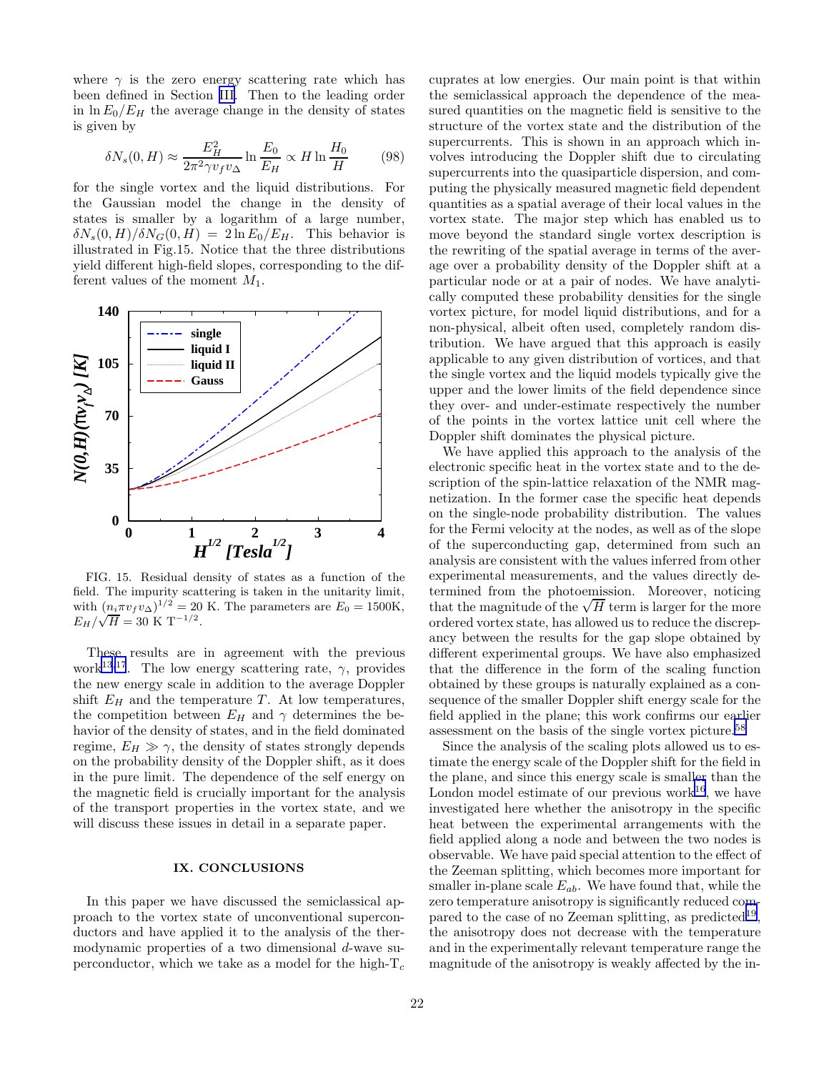where $\gamma$ is the zero energy scattering rate which has been defined in Section III. Then to the leading order in $\ln E_0/E_H$ the average change in the density of states is given by

$$\delta N_s(0,H) \approx \frac{E_H^2}{2\pi^2 \gamma v_f v_\Delta} \ln \frac{E_0}{E_H} \propto H \ln \frac{H_0}{H} \qquad (98)$$

for the single vortex and the liquid distributions. For the Gaussian model the change in the density of states is smaller by a logarithm of a large number, $\delta N_s(0,H)/\delta N_G(0,H) = 2 \ln E_0/E_H$. This behavior is illustrated in Fig.15. Notice that the three distributions yield different high-field slopes, corresponding to the different values of the moment $M_1$.

FIG. 15. Residual density of states as a function of the field. The impurity scattering is taken in the unitarity limit, with $(n_i \pi v_f v_\Delta)^{1/2} = 20$ K. The parameters are $E_0 = 1500$K, $E_H/\sqrt{H} = 30$ K T$^{-1/2}$.

These results are in agreement with the previous work[13,17]. The low energy scattering rate, $\gamma$, provides the new energy scale in addition to the average Doppler shift $E_H$ and the temperature $T$. At low temperatures, the competition between $E_H$ and $\gamma$ determines the behavior of the density of states, and in the field dominated regime, $E_H \gg \gamma$, the density of states strongly depends on the probability density of the Doppler shift, as it does in the pure limit. The dependence of the self energy on the magnetic field is crucially important for the analysis of the transport properties in the vortex state, and we will discuss these issues in detail in a separate paper.

## IX. CONCLUSIONS

In this paper we have discussed the semiclassical approach to the vortex state of unconventional superconductors and have applied it to the analysis of the thermodynamic properties of a two dimensional $d$-wave superconductor, which we take as a model for the high-T$_c$ cuprates at low energies. Our main point is that within the semiclassical approach the dependence of the measured quantities on the magnetic field is sensitive to the structure of the vortex state and the distribution of the supercurrents. This is shown in an approach which involves introducing the Doppler shift due to circulating supercurrents into the quasiparticle dispersion, and computing the physically measured magnetic field dependent quantities as a spatial average of their local values in the vortex state. The major step which has enabled us to move beyond the standard single vortex description is the rewriting of the spatial average in terms of the average over a probability density of the Doppler shift at a particular node or at a pair of nodes. We have analytically computed these probability densities for the single vortex picture, for model liquid distributions, and for a non-physical, albeit often used, completely random distribution. We have argued that this approach is easily applicable to any given distribution of vortices, and that the single vortex and the liquid models typically give the upper and the lower limits of the field dependence since they over- and under-estimate respectively the number of the points in the vortex lattice unit cell where the Doppler shift dominates the physical picture.

We have applied this approach to the analysis of the electronic specific heat in the vortex state and to the description of the spin-lattice relaxation of the NMR magnetization. In the former case the specific heat depends on the single-node probability distribution. The values for the Fermi velocity at the nodes, as well as of the slope of the superconducting gap, determined from such an analysis are consistent with the values inferred from other experimental measurements, and the values directly determined from the photoemission. Moreover, noticing that the magnitude of the $\sqrt{H}$ term is larger for the more ordered vortex state, has allowed us to reduce the discrepancy between the results for the gap slope obtained by different experimental groups. We have also emphasized that the difference in the form of the scaling function obtained by these groups is naturally explained as a consequence of the smaller Doppler shift energy scale for the field applied in the plane; this work confirms our earlier assessment on the basis of the single vortex picture.[58]

Since the analysis of the scaling plots allowed us to estimate the energy scale of the Doppler shift for the field in the plane, and since this energy scale is smaller than the London model estimate of our previous work[16], we have investigated here whether the anisotropy in the specific heat between the experimental arrangements with the field applied along a node and between the two nodes is observable. We have paid special attention to the effect of the Zeeman splitting, which becomes more important for smaller in-plane scale $E_{ab}$. We have found that, while the zero temperature anisotropy is significantly reduced compared to the case of no Zeeman splitting, as predicted[19], the anisotropy does not decrease with the temperature and in the experimentally relevant temperature range the magnitude of the anisotropy is weakly affected by the in-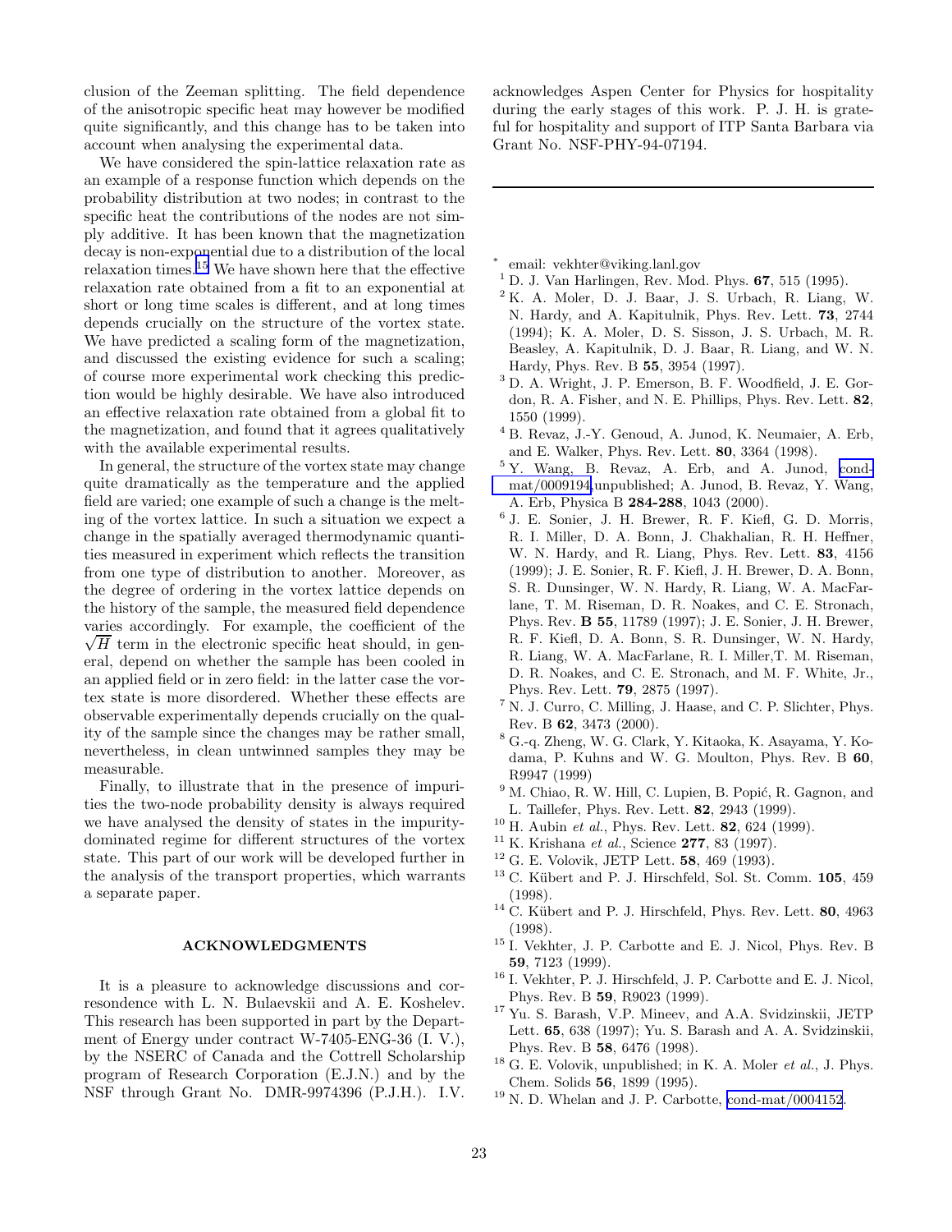clusion of the Zeeman splitting. The field dependence of the anisotropic specific heat may however be modified quite significantly, and this change has to be taken into account when analysing the experimental data.

We have considered the spin-lattice relaxation rate as an example of a response function which depends on the probability distribution at two nodes; in contrast to the specific heat the contributions of the nodes are not simply additive. It has been known that the magnetization decay is non-exponential due to a distribution of the local relaxation times.[15] We have shown here that the effective relaxation rate obtained from a fit to an exponential at short or long time scales is different, and at long times depends crucially on the structure of the vortex state. We have predicted a scaling form of the magnetization, and discussed the existing evidence for such a scaling; of course more experimental work checking this prediction would be highly desirable. We have also introduced an effective relaxation rate obtained from a global fit to the magnetization, and found that it agrees qualitatively with the available experimental results.

In general, the structure of the vortex state may change quite dramatically as the temperature and the applied field are varied; one example of such a change is the melting of the vortex lattice. In such a situation we expect a change in the spatially averaged thermodynamic quantities measured in experiment which reflects the transition from one type of distribution to another. Moreover, as the degree of ordering in the vortex lattice depends on the history of the sample, the measured field dependence varies accordingly. For example, the coefficient of the $\sqrt{H}$ term in the electronic specific heat should, in general, depend on whether the sample has been cooled in an applied field or in zero field: in the latter case the vortex state is more disordered. Whether these effects are observable experimentally depends crucially on the quality of the sample since the changes may be rather small, nevertheless, in clean untwinned samples they may be measurable.

Finally, to illustrate that in the presence of impurities the two-node probability density is always required we have analysed the density of states in the impurity-dominated regime for different structures of the vortex state. This part of our work will be developed further in the analysis of the transport properties, which warrants a separate paper.

## ACKNOWLEDGMENTS

It is a pleasure to acknowledge discussions and corresondence with L. N. Bulaevskii and A. E. Koshelev. This research has been supported in part by the Department of Energy under contract W-7405-ENG-36 (I. V.), by the NSERC of Canada and the Cottrell Scholarship program of Research Corporation (E.J.N.) and by the NSF through Grant No. DMR-9974396 (P.J.H.). I.V. acknowledges Aspen Center for Physics for hospitality during the early stages of this work. P. J. H. is grateful for hospitality and support of ITP Santa Barbara via Grant No. NSF-PHY-94-07194.

---

[*] email: vekhter@viking.lanl.gov

[1] D. J. Van Harlingen, Rev. Mod. Phys. **67**, 515 (1995).

[2] K. A. Moler, D. J. Baar, J. S. Urbach, R. Liang, W. N. Hardy, and A. Kapitulnik, Phys. Rev. Lett. **73**, 2744 (1994); K. A. Moler, D. S. Sisson, J. S. Urbach, M. R. Beasley, A. Kapitulnik, D. J. Baar, R. Liang, and W. N. Hardy, Phys. Rev. B **55**, 3954 (1997).

[3] D. A. Wright, J. P. Emerson, B. F. Woodfield, J. E. Gordon, R. A. Fisher, and N. E. Phillips, Phys. Rev. Lett. **82**, 1550 (1999).

[4] B. Revaz, J.-Y. Genoud, A. Junod, K. Neumaier, A. Erb, and E. Walker, Phys. Rev. Lett. **80**, 3364 (1998).

[5] Y. Wang, B. Revaz, A. Erb, and A. Junod, cond-mat/0009194,unpublished; A. Junod, B. Revaz, Y. Wang, A. Erb, Physica B **284-288**, 1043 (2000).

[6] J. E. Sonier, J. H. Brewer, R. F. Kiefl, G. D. Morris, R. I. Miller, D. A. Bonn, J. Chakhalian, R. H. Heffner, W. N. Hardy, and R. Liang, Phys. Rev. Lett. **83**, 4156 (1999); J. E. Sonier, R. F. Kiefl, J. H. Brewer, D. A. Bonn, S. R. Dunsinger, W. N. Hardy, R. Liang, W. A. MacFarlane, T. M. Riseman, D. R. Noakes, and C. E. Stronach, Phys. Rev. **B 55**, 11789 (1997); J. E. Sonier, J. H. Brewer, R. F. Kiefl, D. A. Bonn, S. R. Dunsinger, W. N. Hardy, R. Liang, W. A. MacFarlane, R. I. Miller,T. M. Riseman, D. R. Noakes, and C. E. Stronach, and M. F. White, Jr., Phys. Rev. Lett. **79**, 2875 (1997).

[7] N. J. Curro, C. Milling, J. Haase, and C. P. Slichter, Phys. Rev. B **62**, 3473 (2000).

[8] G.-q. Zheng, W. G. Clark, Y. Kitaoka, K. Asayama, Y. Kodama, P. Kuhns and W. G. Moulton, Phys. Rev. B **60**, R9947 (1999)

[9] M. Chiao, R. W. Hill, C. Lupien, B. Popić, R. Gagnon, and L. Taillefer, Phys. Rev. Lett. **82**, 2943 (1999).

[10] H. Aubin *et al.*, Phys. Rev. Lett. **82**, 624 (1999).

[11] K. Krishana *et al.*, Science **277**, 83 (1997).

[12] G. E. Volovik, JETP Lett. **58**, 469 (1993).

[13] C. Kübert and P. J. Hirschfeld, Sol. St. Comm. **105**, 459 (1998).

[14] C. Kübert and P. J. Hirschfeld, Phys. Rev. Lett. **80**, 4963 (1998).

[15] I. Vekhter, J. P. Carbotte and E. J. Nicol, Phys. Rev. B **59**, 7123 (1999).

[16] I. Vekhter, P. J. Hirschfeld, J. P. Carbotte and E. J. Nicol, Phys. Rev. B **59**, R9023 (1999).

[17] Yu. S. Barash, V.P. Mineev, and A.A. Svidzinskii, JETP Lett. **65**, 638 (1997); Yu. S. Barash and A. A. Svidzinskii, Phys. Rev. B **58**, 6476 (1998).

[18] G. E. Volovik, unpublished; in K. A. Moler *et al.*, J. Phys. Chem. Solids **56**, 1899 (1995).

[19] N. D. Whelan and J. P. Carbotte, cond-mat/0004152.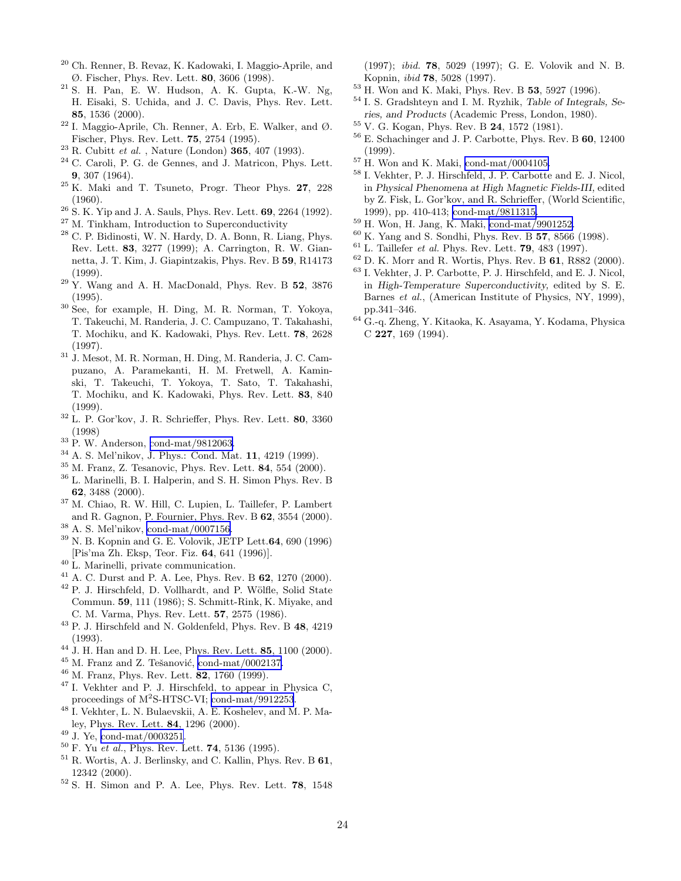[20] Ch. Renner, B. Revaz, K. Kadowaki, I. Maggio-Aprile, and Ø. Fischer, Phys. Rev. Lett. **80**, 3606 (1998).

[21] S. H. Pan, E. W. Hudson, A. K. Gupta, K.-W. Ng, H. Eisaki, S. Uchida, and J. C. Davis, Phys. Rev. Lett. **85**, 1536 (2000).

[22] I. Maggio-Aprile, Ch. Renner, A. Erb, E. Walker, and Ø. Fischer, Phys. Rev. Lett. **75**, 2754 (1995).

[23] R. Cubitt *et al.* , Nature (London) **365**, 407 (1993).

[24] C. Caroli, P. G. de Gennes, and J. Matricon, Phys. Lett. **9**, 307 (1964).

[25] K. Maki and T. Tsuneto, Progr. Theor Phys. **27**, 228 (1960).

[26] S. K. Yip and J. A. Sauls, Phys. Rev. Lett. **69**, 2264 (1992).

[27] M. Tinkham, Introduction to Superconductivity

[28] C. P. Bidinosti, W. N. Hardy, D. A. Bonn, R. Liang, Phys. Rev. Lett. **83**, 3277 (1999); A. Carrington, R. W. Giannetta, J. T. Kim, J. Giapintzakis, Phys. Rev. B **59**, R14173 (1999).

[29] Y. Wang and A. H. MacDonald, Phys. Rev. B **52**, 3876 (1995).

[30] See, for example, H. Ding, M. R. Norman, T. Yokoya, T. Takeuchi, M. Randeria, J. C. Campuzano, T. Takahashi, T. Mochiku, and K. Kadowaki, Phys. Rev. Lett. **78**, 2628 (1997).

[31] J. Mesot, M. R. Norman, H. Ding, M. Randeria, J. C. Campuzano, A. Paramekanti, H. M. Fretwell, A. Kaminski, T. Takeuchi, T. Yokoya, T. Sato, T. Takahashi, T. Mochiku, and K. Kadowaki, Phys. Rev. Lett. **83**, 840 (1999).

[32] L. P. Gor'kov, J. R. Schrieffer, Phys. Rev. Lett. **80**, 3360 (1998)

[33] P. W. Anderson, cond-mat/9812063.

[34] A. S. Mel'nikov, J. Phys.: Cond. Mat. **11**, 4219 (1999).

[35] M. Franz, Z. Tesanovic, Phys. Rev. Lett. **84**, 554 (2000).

[36] L. Marinelli, B. I. Halperin, and S. H. Simon Phys. Rev. B **62**, 3488 (2000).

[37] M. Chiao, R. W. Hill, C. Lupien, L. Taillefer, P. Lambert and R. Gagnon, P. Fournier, Phys. Rev. B **62**, 3554 (2000).

[38] A. S. Mel'nikov, cond-mat/0007156.

[39] N. B. Kopnin and G. E. Volovik, JETP Lett.**64**, 690 (1996) [Pis'ma Zh. Eksp, Teor. Fiz. **64**, 641 (1996)].

[40] L. Marinelli, private communication.

[41] A. C. Durst and P. A. Lee, Phys. Rev. B **62**, 1270 (2000).

[42] P. J. Hirschfeld, D. Vollhardt, and P. Wölfle, Solid State Commun. **59**, 111 (1986); S. Schmitt-Rink, K. Miyake, and C. M. Varma, Phys. Rev. Lett. **57**, 2575 (1986).

[43] P. J. Hirschfeld and N. Goldenfeld, Phys. Rev. B **48**, 4219 (1993).

[44] J. H. Han and D. H. Lee, Phys. Rev. Lett. **85**, 1100 (2000).

[45] M. Franz and Z. Tešanović, cond-mat/0002137.

[46] M. Franz, Phys. Rev. Lett. **82**, 1760 (1999).

[47] I. Vekhter and P. J. Hirschfeld, to appear in Physica C, proceedings of M$^2$S-HTSC-VI; cond-mat/9912253.

[48] I. Vekhter, L. N. Bulaevskii, A. E. Koshelev, and M. P. Maley, Phys. Rev. Lett. **84**, 1296 (2000).

[49] J. Ye, cond-mat/0003251.

[50] F. Yu *et al.*, Phys. Rev. Lett. **74**, 5136 (1995).

[51] R. Wortis, A. J. Berlinsky, and C. Kallin, Phys. Rev. B **61**, 12342 (2000).

[52] S. H. Simon and P. A. Lee, Phys. Rev. Lett. **78**, 1548 (1997); *ibid.* **78**, 5029 (1997); G. E. Volovik and N. B. Kopnin, *ibid* **78**, 5028 (1997).

[53] H. Won and K. Maki, Phys. Rev. B **53**, 5927 (1996).

[54] I. S. Gradshteyn and I. M. Ryzhik, *Table of Integrals, Series, and Products* (Academic Press, London, 1980).

[55] V. G. Kogan, Phys. Rev. B **24**, 1572 (1981).

[56] E. Schachinger and J. P. Carbotte, Phys. Rev. B **60**, 12400 (1999).

[57] H. Won and K. Maki, cond-mat/0004105.

[58] I. Vekhter, P. J. Hirschfeld, J. P. Carbotte and E. J. Nicol, in *Physical Phenomena at High Magnetic Fields-III*, edited by Z. Fisk, L. Gor'kov, and R. Schrieffer, (World Scientific, 1999), pp. 410-413; cond-mat/9811315.

[59] H. Won, H. Jang, K. Maki, cond-mat/9901252.

[60] K. Yang and S. Sondhi, Phys. Rev. B **57**, 8566 (1998).

[61] L. Taillefer *et al.* Phys. Rev. Lett. **79**, 483 (1997).

[62] D. K. Morr and R. Wortis, Phys. Rev. B **61**, R882 (2000).

[63] I. Vekhter, J. P. Carbotte, P. J. Hirschfeld, and E. J. Nicol, in *High-Temperature Superconductivity*, edited by S. E. Barnes *et al.*, (American Institute of Physics, NY, 1999), pp.341–346.

[64] G.-q. Zheng, Y. Kitaoka, K. Asayama, Y. Kodama, Physica C **227**, 169 (1994).